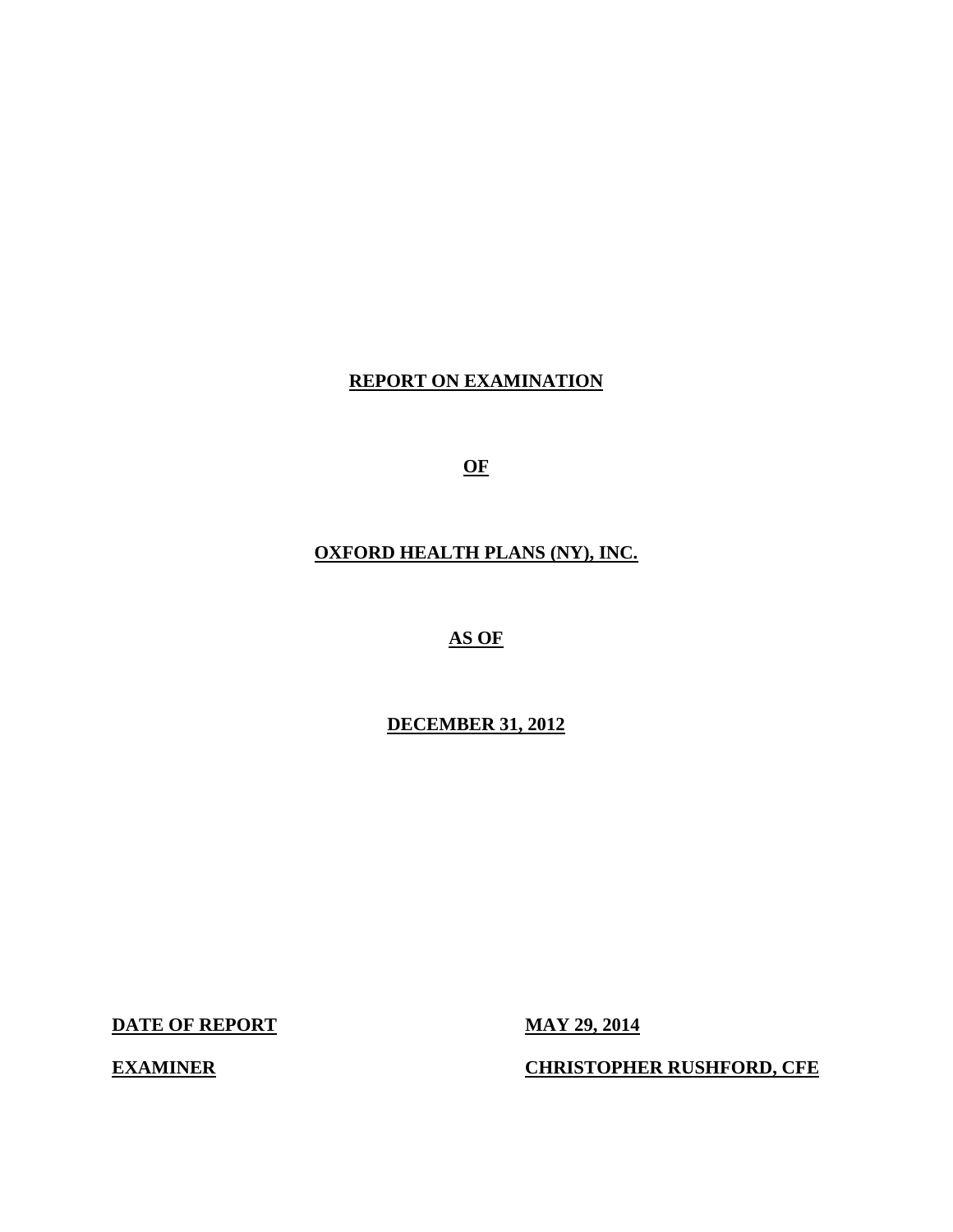**REPORT ON EXAMINATION**

**OF**

**OXFORD HEALTH PLANS (NY), INC.**

**AS OF**

**DECEMBER 31, 2012**

| | |
|---|---|
| **DATE OF REPORT** | **MAY 29, 2014** |
| **EXAMINER** | **CHRISTOPHER RUSHFORD, CFE** |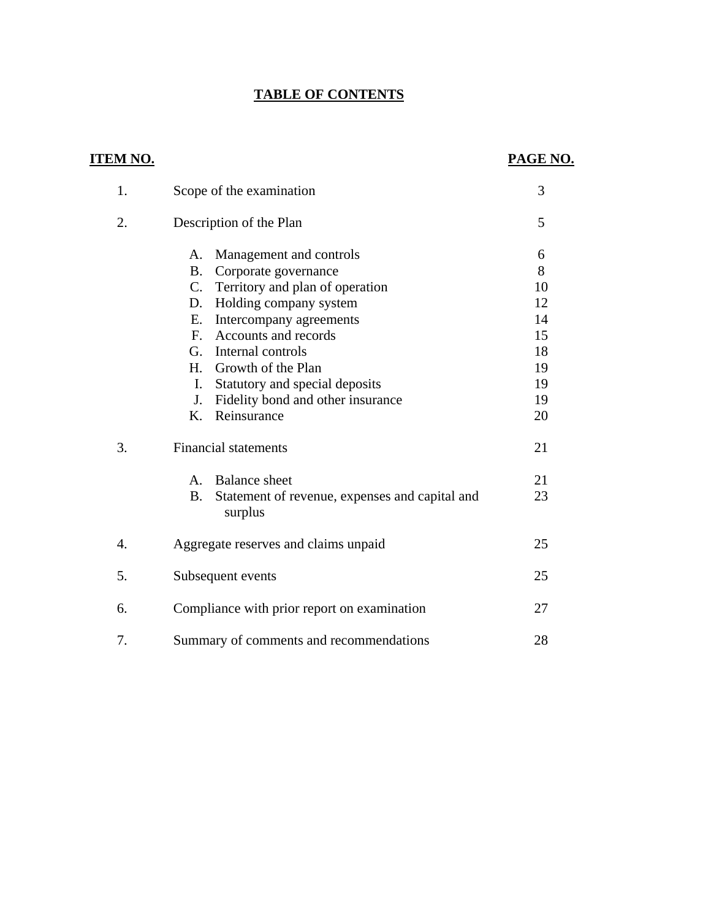# TABLE OF CONTENTS

| ITEM NO. | | PAGE NO. |
|---|---|---|
| 1. | Scope of the examination | 3 |
| 2. | Description of the Plan | 5 |
| | A. Management and controls | 6 |
| | B. Corporate governance | 8 |
| | C. Territory and plan of operation | 10 |
| | D. Holding company system | 12 |
| | E. Intercompany agreements | 14 |
| | F. Accounts and records | 15 |
| | G. Internal controls | 18 |
| | H. Growth of the Plan | 19 |
| | I. Statutory and special deposits | 19 |
| | J. Fidelity bond and other insurance | 19 |
| | K. Reinsurance | 20 |
| 3. | Financial statements | 21 |
| | A. Balance sheet | 21 |
| | B. Statement of revenue, expenses and capital and surplus | 23 |
| 4. | Aggregate reserves and claims unpaid | 25 |
| 5. | Subsequent events | 25 |
| 6. | Compliance with prior report on examination | 27 |
| 7. | Summary of comments and recommendations | 28 |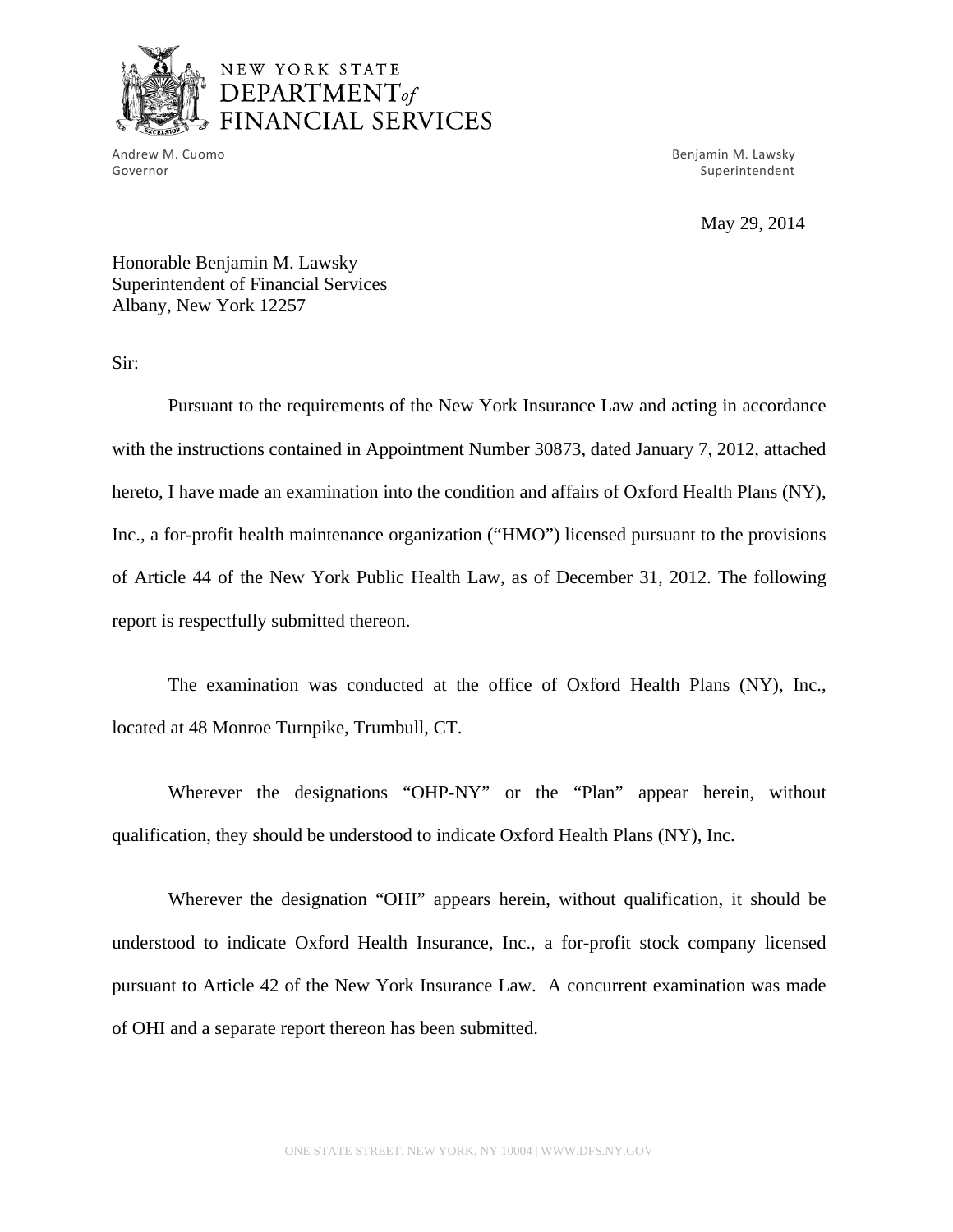NEW YORK STATE
DEPARTMENT *of*
FINANCIAL SERVICES

Andrew M. Cuomo
Governor

Benjamin M. Lawsky
Superintendent

May 29, 2014

Honorable Benjamin M. Lawsky
Superintendent of Financial Services
Albany, New York 12257

Sir:

Pursuant to the requirements of the New York Insurance Law and acting in accordance with the instructions contained in Appointment Number 30873, dated January 7, 2012, attached hereto, I have made an examination into the condition and affairs of Oxford Health Plans (NY), Inc., a for-profit health maintenance organization ("HMO") licensed pursuant to the provisions of Article 44 of the New York Public Health Law, as of December 31, 2012. The following report is respectfully submitted thereon.

The examination was conducted at the office of Oxford Health Plans (NY), Inc., located at 48 Monroe Turnpike, Trumbull, CT.

Wherever the designations "OHP-NY" or the "Plan" appear herein, without qualification, they should be understood to indicate Oxford Health Plans (NY), Inc.

Wherever the designation "OHI" appears herein, without qualification, it should be understood to indicate Oxford Health Insurance, Inc., a for-profit stock company licensed pursuant to Article 42 of the New York Insurance Law. A concurrent examination was made of OHI and a separate report thereon has been submitted.

ONE STATE STREET, NEW YORK, NY 10004 | WWW.DFS.NY.GOV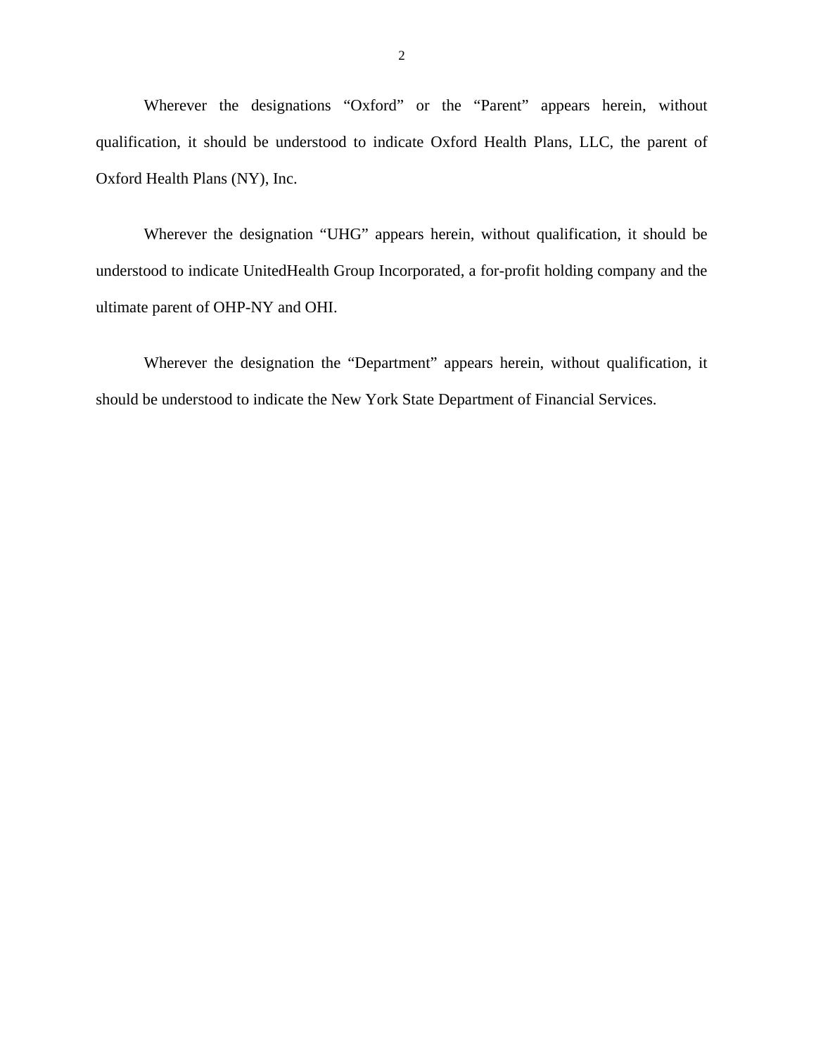Wherever the designations “Oxford” or the “Parent” appears herein, without qualification, it should be understood to indicate Oxford Health Plans, LLC, the parent of Oxford Health Plans (NY), Inc.

Wherever the designation “UHG” appears herein, without qualification, it should be understood to indicate UnitedHealth Group Incorporated, a for-profit holding company and the ultimate parent of OHP-NY and OHI.

Wherever the designation the “Department” appears herein, without qualification, it should be understood to indicate the New York State Department of Financial Services.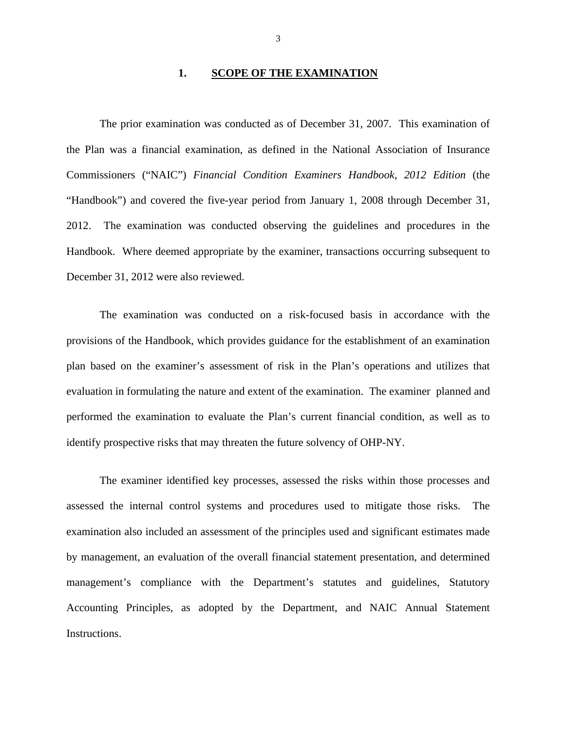## 1. SCOPE OF THE EXAMINATION

The prior examination was conducted as of December 31, 2007. This examination of the Plan was a financial examination, as defined in the National Association of Insurance Commissioners ("NAIC") *Financial Condition Examiners Handbook, 2012 Edition* (the "Handbook") and covered the five-year period from January 1, 2008 through December 31, 2012. The examination was conducted observing the guidelines and procedures in the Handbook. Where deemed appropriate by the examiner, transactions occurring subsequent to December 31, 2012 were also reviewed.

The examination was conducted on a risk-focused basis in accordance with the provisions of the Handbook, which provides guidance for the establishment of an examination plan based on the examiner's assessment of risk in the Plan's operations and utilizes that evaluation in formulating the nature and extent of the examination. The examiner planned and performed the examination to evaluate the Plan's current financial condition, as well as to identify prospective risks that may threaten the future solvency of OHP-NY.

The examiner identified key processes, assessed the risks within those processes and assessed the internal control systems and procedures used to mitigate those risks. The examination also included an assessment of the principles used and significant estimates made by management, an evaluation of the overall financial statement presentation, and determined management's compliance with the Department's statutes and guidelines, Statutory Accounting Principles, as adopted by the Department, and NAIC Annual Statement Instructions.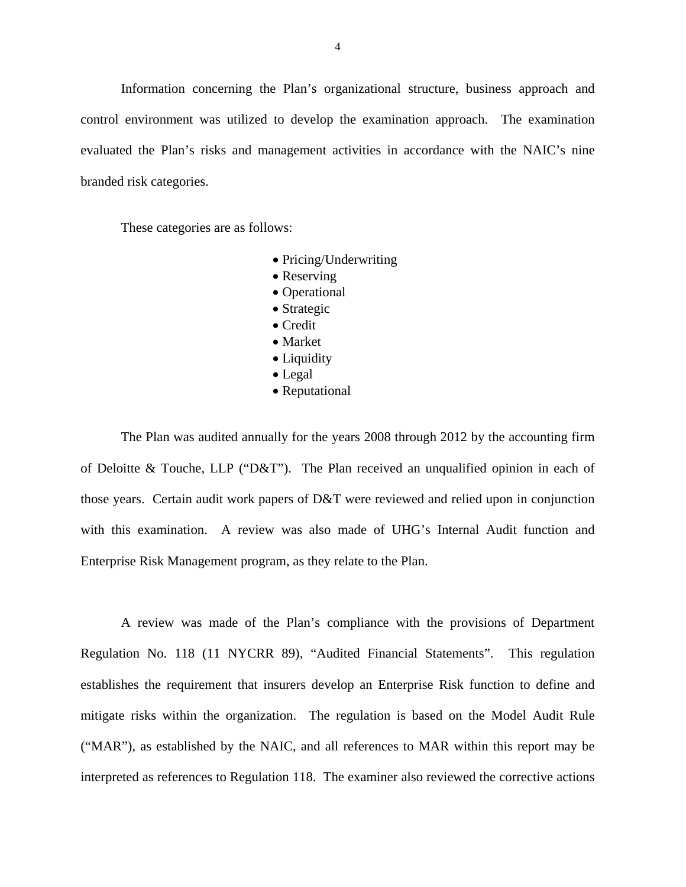Information concerning the Plan's organizational structure, business approach and control environment was utilized to develop the examination approach. The examination evaluated the Plan's risks and management activities in accordance with the NAIC's nine branded risk categories.

These categories are as follows:

- Pricing/Underwriting
- Reserving
- Operational
- Strategic
- Credit
- Market
- Liquidity
- Legal
- Reputational

The Plan was audited annually for the years 2008 through 2012 by the accounting firm of Deloitte & Touche, LLP ("D&T"). The Plan received an unqualified opinion in each of those years. Certain audit work papers of D&T were reviewed and relied upon in conjunction with this examination. A review was also made of UHG's Internal Audit function and Enterprise Risk Management program, as they relate to the Plan.

A review was made of the Plan's compliance with the provisions of Department Regulation No. 118 (11 NYCRR 89), "Audited Financial Statements". This regulation establishes the requirement that insurers develop an Enterprise Risk function to define and mitigate risks within the organization. The regulation is based on the Model Audit Rule ("MAR"), as established by the NAIC, and all references to MAR within this report may be interpreted as references to Regulation 118. The examiner also reviewed the corrective actions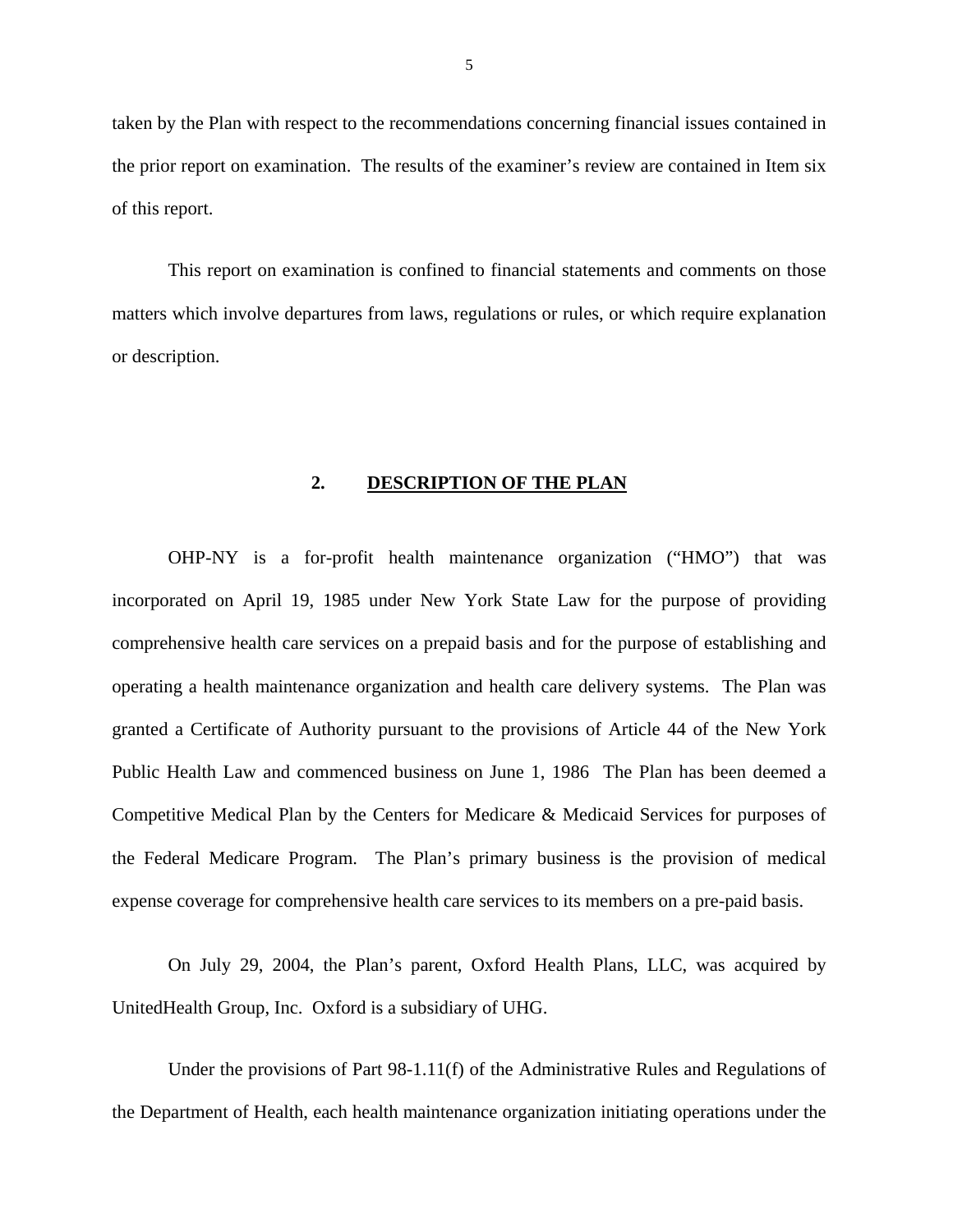taken by the Plan with respect to the recommendations concerning financial issues contained in the prior report on examination. The results of the examiner's review are contained in Item six of this report.

This report on examination is confined to financial statements and comments on those matters which involve departures from laws, regulations or rules, or which require explanation or description.

## 2. DESCRIPTION OF THE PLAN

OHP-NY is a for-profit health maintenance organization ("HMO") that was incorporated on April 19, 1985 under New York State Law for the purpose of providing comprehensive health care services on a prepaid basis and for the purpose of establishing and operating a health maintenance organization and health care delivery systems. The Plan was granted a Certificate of Authority pursuant to the provisions of Article 44 of the New York Public Health Law and commenced business on June 1, 1986 The Plan has been deemed a Competitive Medical Plan by the Centers for Medicare & Medicaid Services for purposes of the Federal Medicare Program. The Plan's primary business is the provision of medical expense coverage for comprehensive health care services to its members on a pre-paid basis.

On July 29, 2004, the Plan's parent, Oxford Health Plans, LLC, was acquired by UnitedHealth Group, Inc. Oxford is a subsidiary of UHG.

Under the provisions of Part 98-1.11(f) of the Administrative Rules and Regulations of the Department of Health, each health maintenance organization initiating operations under the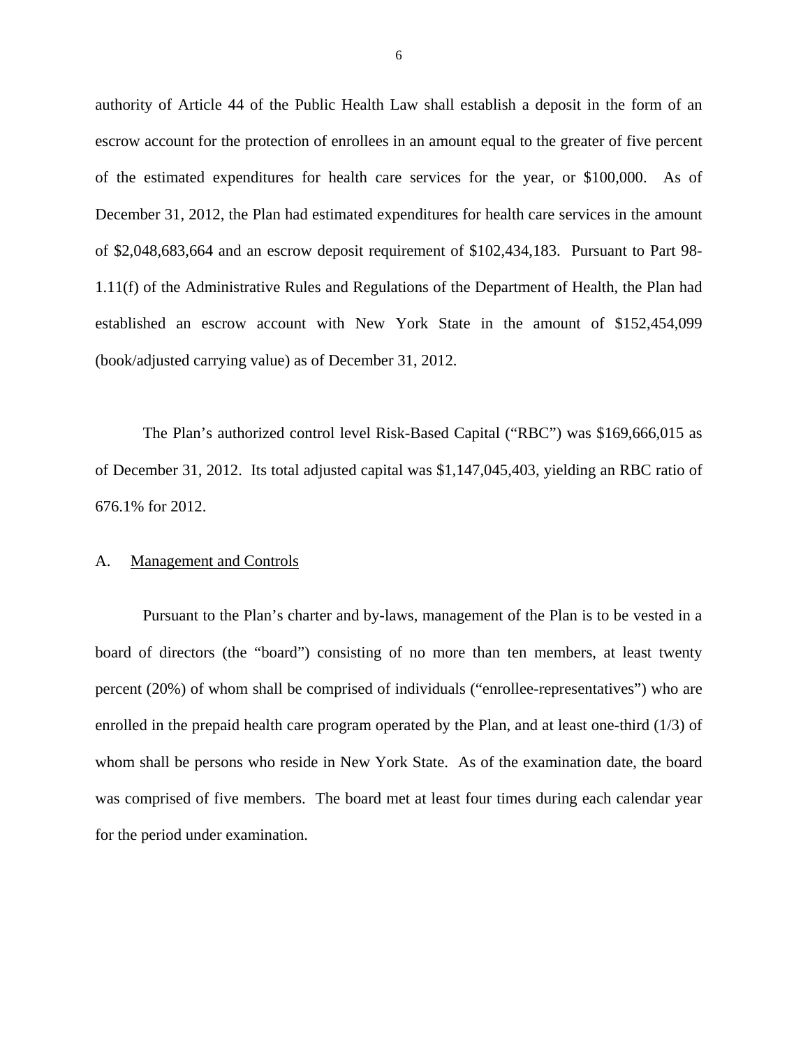authority of Article 44 of the Public Health Law shall establish a deposit in the form of an escrow account for the protection of enrollees in an amount equal to the greater of five percent of the estimated expenditures for health care services for the year, or $100,000. As of December 31, 2012, the Plan had estimated expenditures for health care services in the amount of $2,048,683,664 and an escrow deposit requirement of $102,434,183. Pursuant to Part 98-1.11(f) of the Administrative Rules and Regulations of the Department of Health, the Plan had established an escrow account with New York State in the amount of $152,454,099 (book/adjusted carrying value) as of December 31, 2012.

The Plan's authorized control level Risk-Based Capital ("RBC") was $169,666,015 as of December 31, 2012. Its total adjusted capital was $1,147,045,403, yielding an RBC ratio of 676.1% for 2012.

## A. Management and Controls

Pursuant to the Plan's charter and by-laws, management of the Plan is to be vested in a board of directors (the "board") consisting of no more than ten members, at least twenty percent (20%) of whom shall be comprised of individuals ("enrollee-representatives") who are enrolled in the prepaid health care program operated by the Plan, and at least one-third (1/3) of whom shall be persons who reside in New York State. As of the examination date, the board was comprised of five members. The board met at least four times during each calendar year for the period under examination.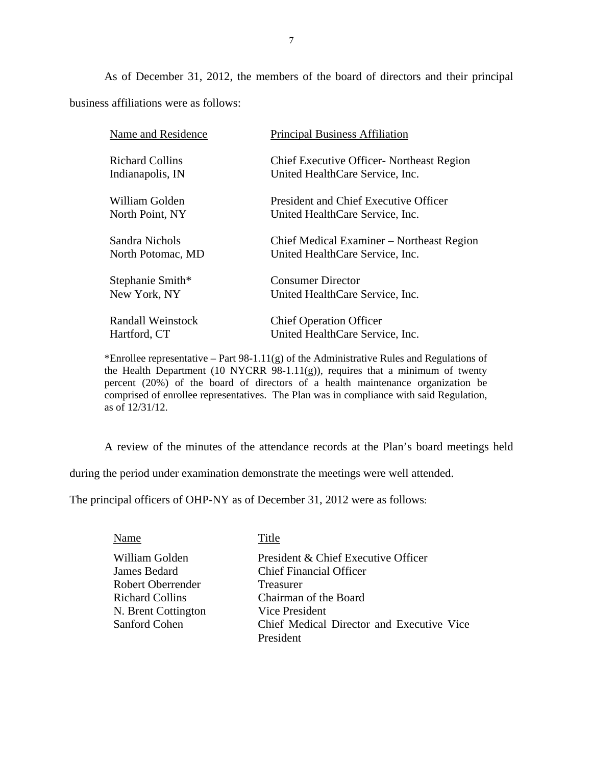As of December 31, 2012, the members of the board of directors and their principal business affiliations were as follows:

| Name and Residence | Principal Business Affiliation |
| --- | --- |
| Richard Collins<br>Indianapolis, IN | Chief Executive Officer- Northeast Region<br>United HealthCare Service, Inc. |
| William Golden<br>North Point, NY | President and Chief Executive Officer<br>United HealthCare Service, Inc. |
| Sandra Nichols<br>North Potomac, MD | Chief Medical Examiner – Northeast Region<br>United HealthCare Service, Inc. |
| Stephanie Smith*<br>New York, NY | Consumer Director<br>United HealthCare Service, Inc. |
| Randall Weinstock<br>Hartford, CT | Chief Operation Officer<br>United HealthCare Service, Inc. |

*Enrollee representative – Part 98-1.11(g) of the Administrative Rules and Regulations of the Health Department (10 NYCRR 98-1.11(g)), requires that a minimum of twenty percent (20%) of the board of directors of a health maintenance organization be comprised of enrollee representatives. The Plan was in compliance with said Regulation, as of 12/31/12.

A review of the minutes of the attendance records at the Plan's board meetings held during the period under examination demonstrate the meetings were well attended.

The principal officers of OHP-NY as of December 31, 2012 were as follows:

| Name | Title |
| --- | --- |
| William Golden | President & Chief Executive Officer |
| James Bedard | Chief Financial Officer |
| Robert Oberrender | Treasurer |
| Richard Collins | Chairman of the Board |
| N. Brent Cottington | Vice President |
| Sanford Cohen | Chief Medical Director and Executive Vice President |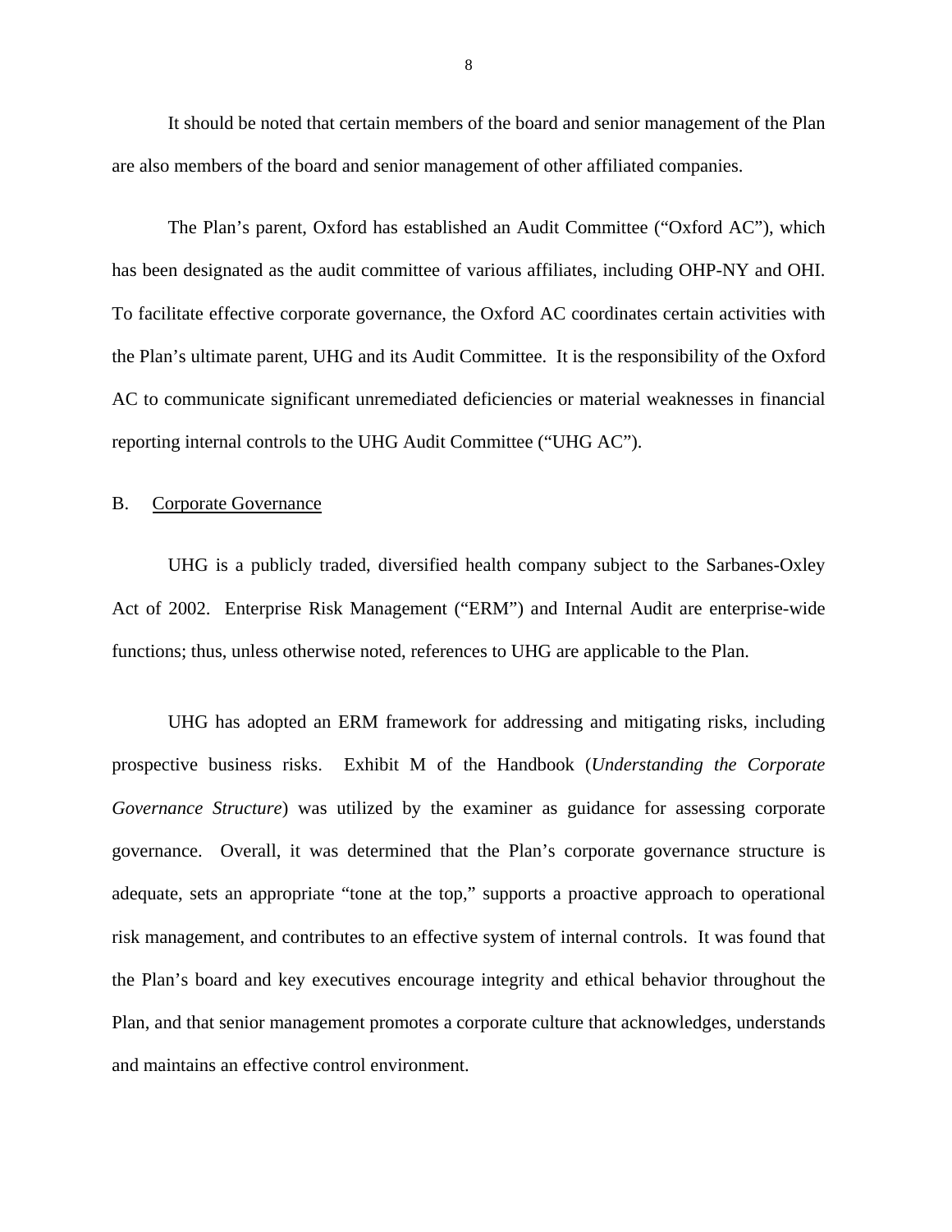It should be noted that certain members of the board and senior management of the Plan are also members of the board and senior management of other affiliated companies.

The Plan's parent, Oxford has established an Audit Committee ("Oxford AC"), which has been designated as the audit committee of various affiliates, including OHP-NY and OHI. To facilitate effective corporate governance, the Oxford AC coordinates certain activities with the Plan's ultimate parent, UHG and its Audit Committee. It is the responsibility of the Oxford AC to communicate significant unremediated deficiencies or material weaknesses in financial reporting internal controls to the UHG Audit Committee ("UHG AC").

## B. Corporate Governance

UHG is a publicly traded, diversified health company subject to the Sarbanes-Oxley Act of 2002. Enterprise Risk Management ("ERM") and Internal Audit are enterprise-wide functions; thus, unless otherwise noted, references to UHG are applicable to the Plan.

UHG has adopted an ERM framework for addressing and mitigating risks, including prospective business risks. Exhibit M of the Handbook (*Understanding the Corporate Governance Structure*) was utilized by the examiner as guidance for assessing corporate governance. Overall, it was determined that the Plan's corporate governance structure is adequate, sets an appropriate "tone at the top," supports a proactive approach to operational risk management, and contributes to an effective system of internal controls. It was found that the Plan's board and key executives encourage integrity and ethical behavior throughout the Plan, and that senior management promotes a corporate culture that acknowledges, understands and maintains an effective control environment.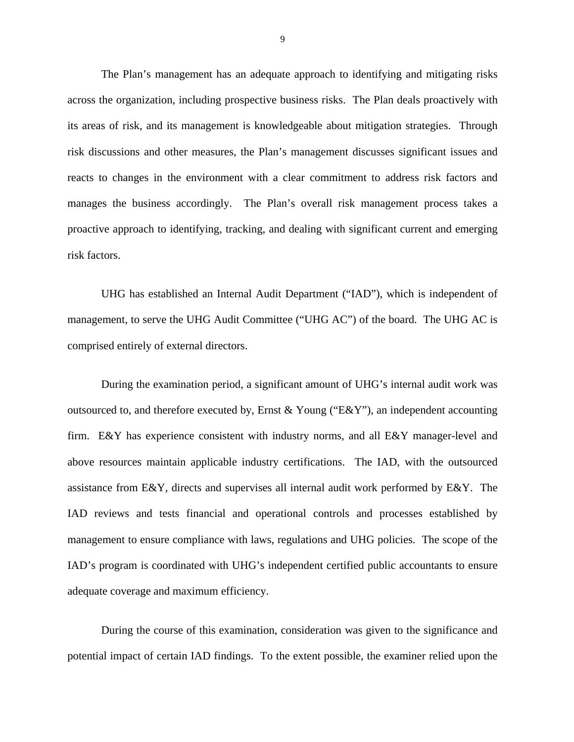The Plan's management has an adequate approach to identifying and mitigating risks across the organization, including prospective business risks. The Plan deals proactively with its areas of risk, and its management is knowledgeable about mitigation strategies. Through risk discussions and other measures, the Plan's management discusses significant issues and reacts to changes in the environment with a clear commitment to address risk factors and manages the business accordingly. The Plan's overall risk management process takes a proactive approach to identifying, tracking, and dealing with significant current and emerging risk factors.

UHG has established an Internal Audit Department ("IAD"), which is independent of management, to serve the UHG Audit Committee ("UHG AC") of the board. The UHG AC is comprised entirely of external directors.

During the examination period, a significant amount of UHG's internal audit work was outsourced to, and therefore executed by, Ernst & Young ("E&Y"), an independent accounting firm. E&Y has experience consistent with industry norms, and all E&Y manager-level and above resources maintain applicable industry certifications. The IAD, with the outsourced assistance from E&Y, directs and supervises all internal audit work performed by E&Y. The IAD reviews and tests financial and operational controls and processes established by management to ensure compliance with laws, regulations and UHG policies. The scope of the IAD's program is coordinated with UHG's independent certified public accountants to ensure adequate coverage and maximum efficiency.

During the course of this examination, consideration was given to the significance and potential impact of certain IAD findings. To the extent possible, the examiner relied upon the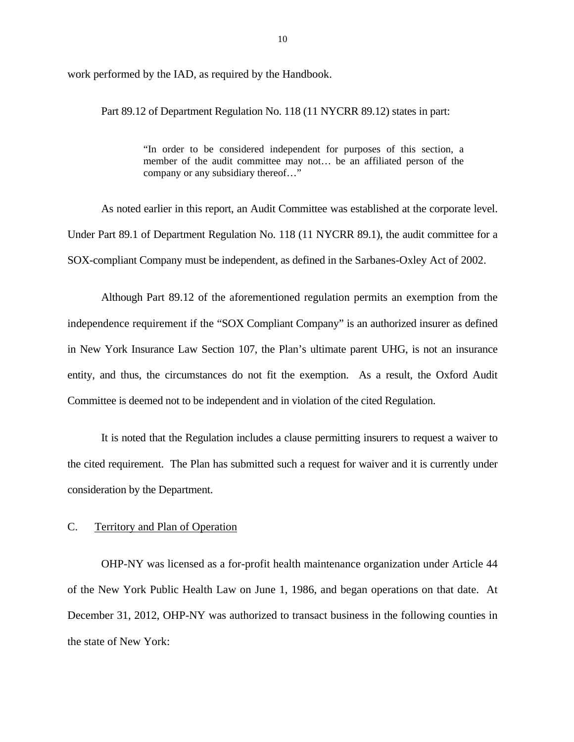work performed by the IAD, as required by the Handbook.

Part 89.12 of Department Regulation No. 118 (11 NYCRR 89.12) states in part:

> "In order to be considered independent for purposes of this section, a member of the audit committee may not… be an affiliated person of the company or any subsidiary thereof…"

As noted earlier in this report, an Audit Committee was established at the corporate level. Under Part 89.1 of Department Regulation No. 118 (11 NYCRR 89.1), the audit committee for a SOX-compliant Company must be independent, as defined in the Sarbanes-Oxley Act of 2002.

Although Part 89.12 of the aforementioned regulation permits an exemption from the independence requirement if the "SOX Compliant Company" is an authorized insurer as defined in New York Insurance Law Section 107, the Plan's ultimate parent UHG, is not an insurance entity, and thus, the circumstances do not fit the exemption. As a result, the Oxford Audit Committee is deemed not to be independent and in violation of the cited Regulation.

It is noted that the Regulation includes a clause permitting insurers to request a waiver to the cited requirement. The Plan has submitted such a request for waiver and it is currently under consideration by the Department.

## C. Territory and Plan of Operation

OHP-NY was licensed as a for-profit health maintenance organization under Article 44 of the New York Public Health Law on June 1, 1986, and began operations on that date. At December 31, 2012, OHP-NY was authorized to transact business in the following counties in the state of New York: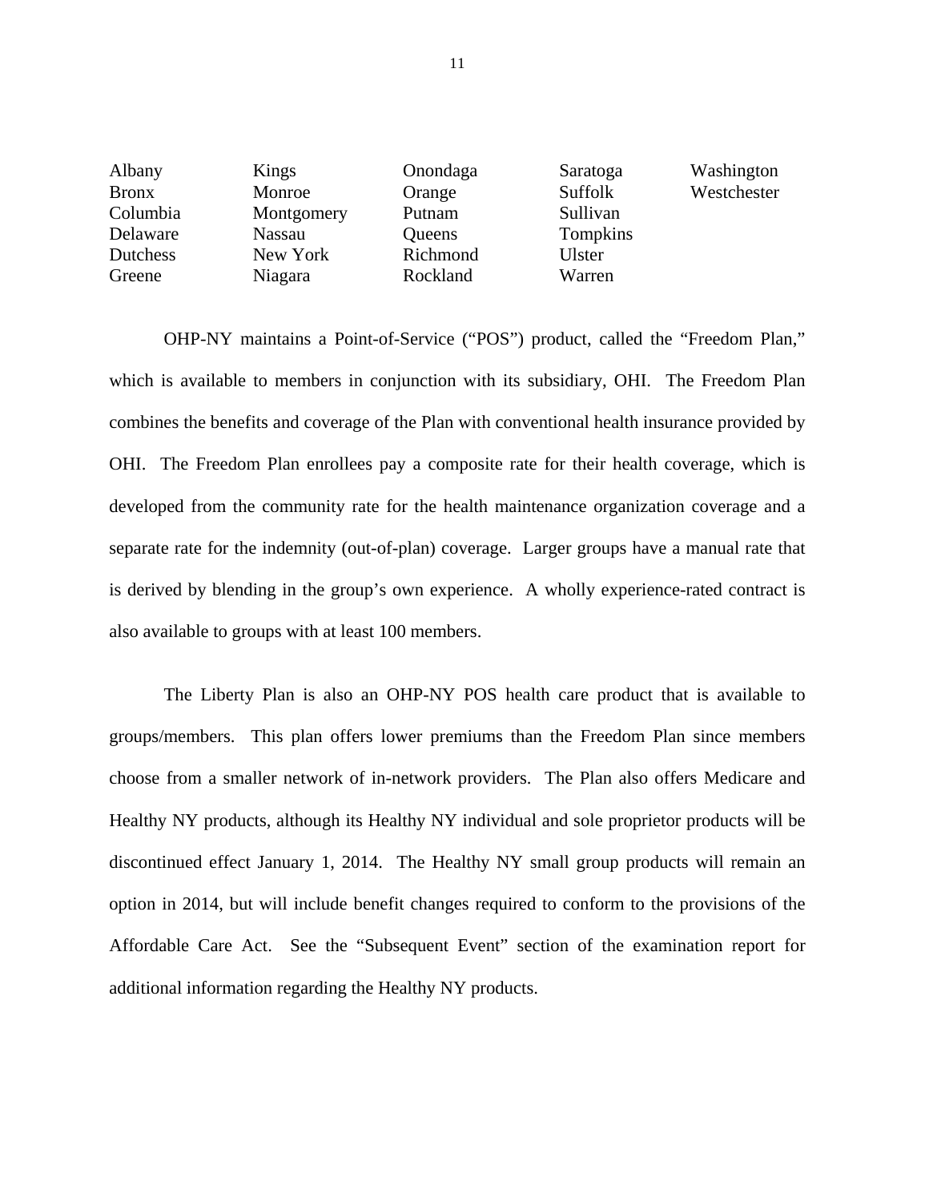| | | | | |
|---|---|---|---|---|
| Albany | Kings | Onondaga | Saratoga | Washington |
| Bronx | Monroe | Orange | Suffolk | Westchester |
| Columbia | Montgomery | Putnam | Sullivan | |
| Delaware | Nassau | Queens | Tompkins | |
| Dutchess | New York | Richmond | Ulster | |
| Greene | Niagara | Rockland | Warren | |

OHP-NY maintains a Point-of-Service ("POS") product, called the "Freedom Plan," which is available to members in conjunction with its subsidiary, OHI. The Freedom Plan combines the benefits and coverage of the Plan with conventional health insurance provided by OHI. The Freedom Plan enrollees pay a composite rate for their health coverage, which is developed from the community rate for the health maintenance organization coverage and a separate rate for the indemnity (out-of-plan) coverage. Larger groups have a manual rate that is derived by blending in the group's own experience. A wholly experience-rated contract is also available to groups with at least 100 members.

The Liberty Plan is also an OHP-NY POS health care product that is available to groups/members. This plan offers lower premiums than the Freedom Plan since members choose from a smaller network of in-network providers. The Plan also offers Medicare and Healthy NY products, although its Healthy NY individual and sole proprietor products will be discontinued effect January 1, 2014. The Healthy NY small group products will remain an option in 2014, but will include benefit changes required to conform to the provisions of the Affordable Care Act. See the "Subsequent Event" section of the examination report for additional information regarding the Healthy NY products.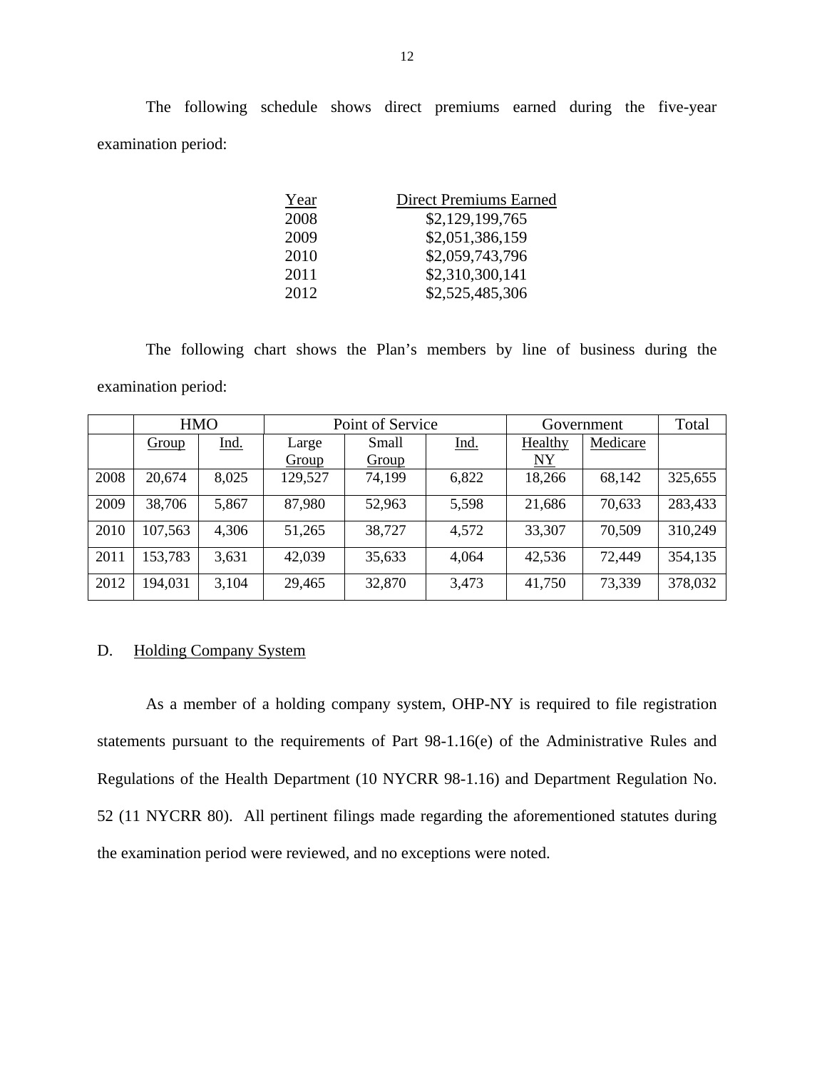The following schedule shows direct premiums earned during the five-year examination period:

| Year | Direct Premiums Earned |
|---|---|
| 2008 | $2,129,199,765 |
| 2009 | $2,051,386,159 |
| 2010 | $2,059,743,796 |
| 2011 | $2,310,300,141 |
| 2012 | $2,525,485,306 |

The following chart shows the Plan's members by line of business during the examination period:

| | HMO | | Point of Service | | | Government | | Total |
|---|---|---|---|---|---|---|---|---|
| | Group | Ind. | Large Group | Small Group | Ind. | Healthy NY | Medicare | |
| 2008 | 20,674 | 8,025 | 129,527 | 74,199 | 6,822 | 18,266 | 68,142 | 325,655 |
| 2009 | 38,706 | 5,867 | 87,980 | 52,963 | 5,598 | 21,686 | 70,633 | 283,433 |
| 2010 | 107,563 | 4,306 | 51,265 | 38,727 | 4,572 | 33,307 | 70,509 | 310,249 |
| 2011 | 153,783 | 3,631 | 42,039 | 35,633 | 4,064 | 42,536 | 72,449 | 354,135 |
| 2012 | 194,031 | 3,104 | 29,465 | 32,870 | 3,473 | 41,750 | 73,339 | 378,032 |

## D. Holding Company System

As a member of a holding company system, OHP-NY is required to file registration statements pursuant to the requirements of Part 98-1.16(e) of the Administrative Rules and Regulations of the Health Department (10 NYCRR 98-1.16) and Department Regulation No. 52 (11 NYCRR 80). All pertinent filings made regarding the aforementioned statutes during the examination period were reviewed, and no exceptions were noted.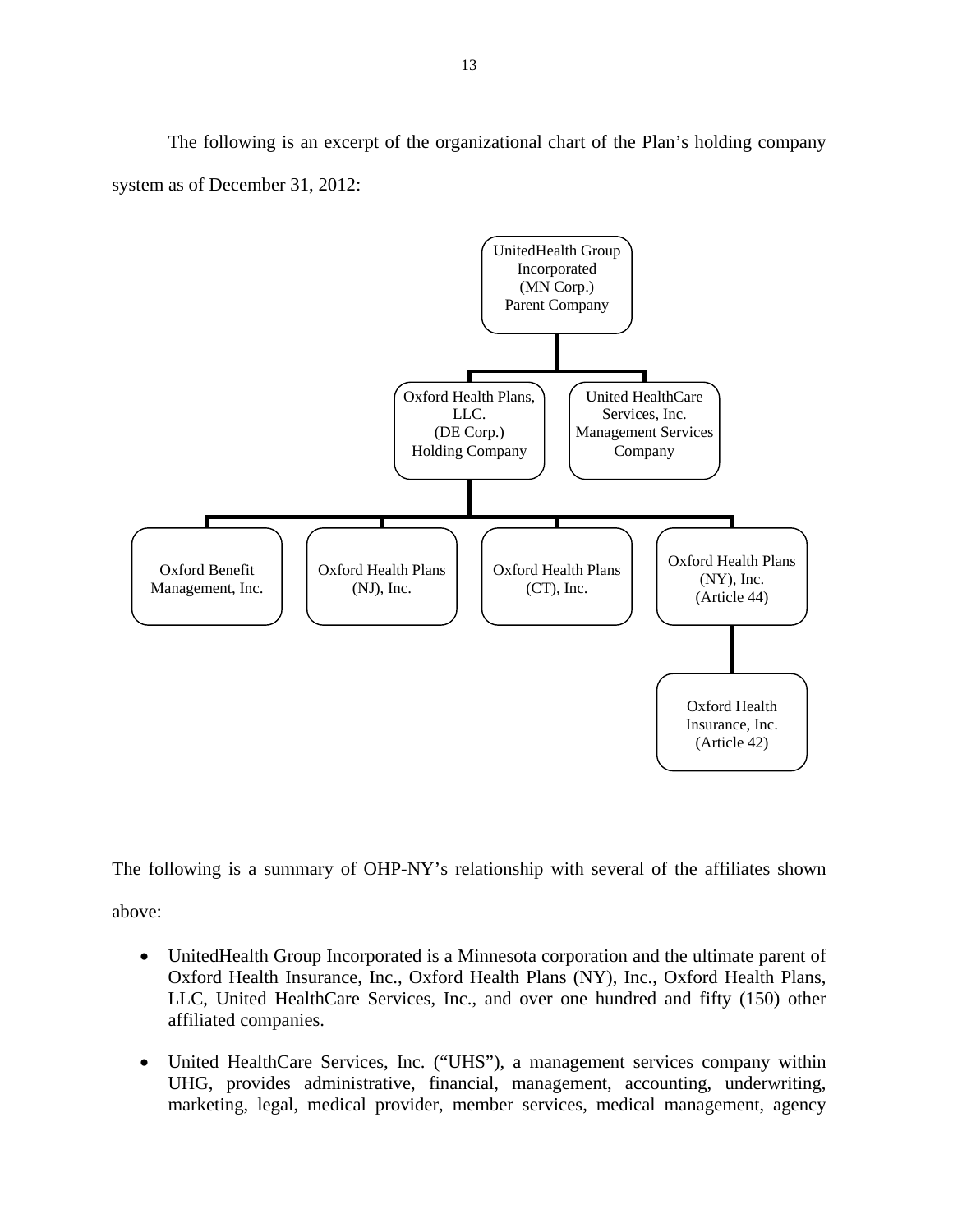The following is an excerpt of the organizational chart of the Plan's holding company system as of December 31, 2012:

- UnitedHealth Group Incorporated (MN Corp.) Parent Company
  - Oxford Health Plans, LLC. (DE Corp.) Holding Company
    - Oxford Benefit Management, Inc.
    - Oxford Health Plans (NJ), Inc.
    - Oxford Health Plans (CT), Inc.
    - Oxford Health Plans (NY), Inc. (Article 44)
      - Oxford Health Insurance, Inc. (Article 42)
  - United HealthCare Services, Inc. Management Services Company

The following is a summary of OHP-NY's relationship with several of the affiliates shown above:

- UnitedHealth Group Incorporated is a Minnesota corporation and the ultimate parent of Oxford Health Insurance, Inc., Oxford Health Plans (NY), Inc., Oxford Health Plans, LLC, United HealthCare Services, Inc., and over one hundred and fifty (150) other affiliated companies.

- United HealthCare Services, Inc. ("UHS"), a management services company within UHG, provides administrative, financial, management, accounting, underwriting, marketing, legal, medical provider, member services, medical management, agency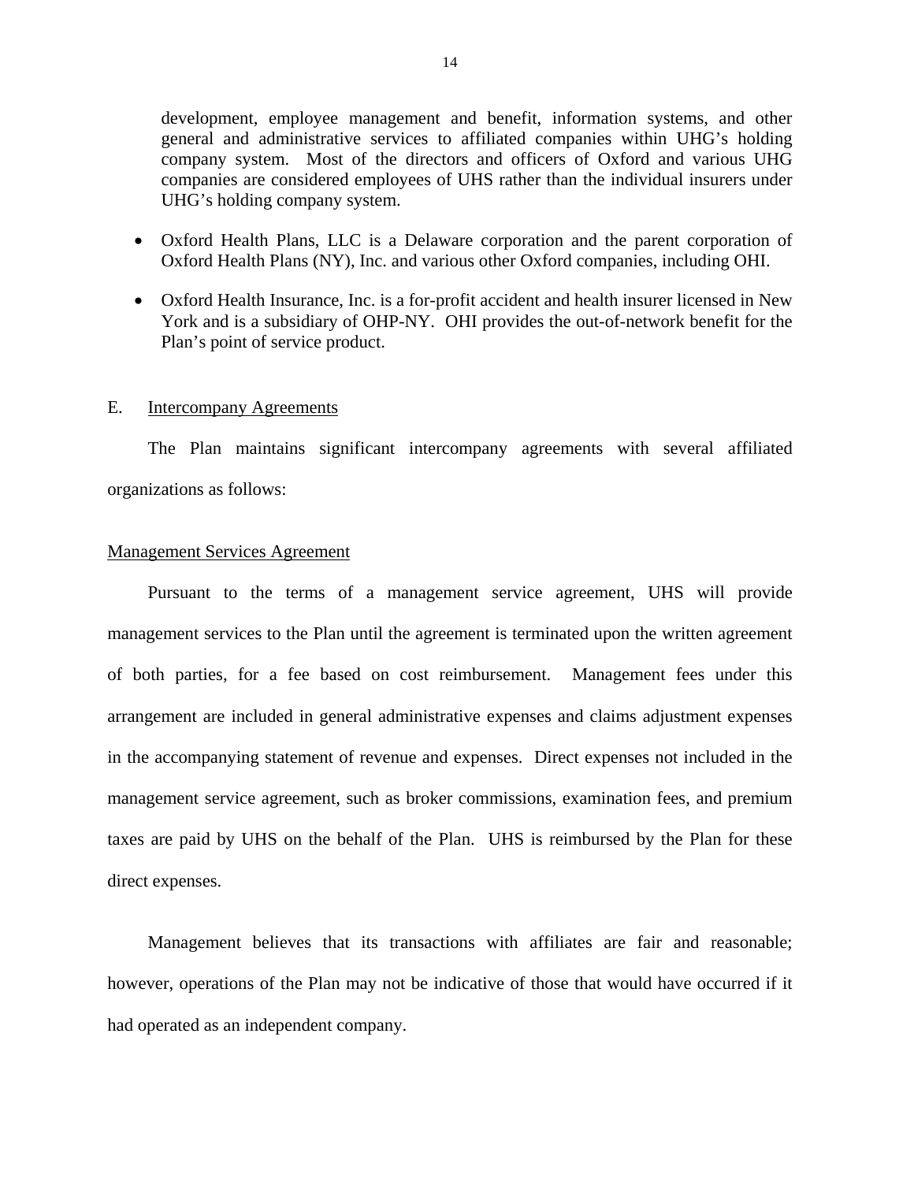development, employee management and benefit, information systems, and other general and administrative services to affiliated companies within UHG's holding company system. Most of the directors and officers of Oxford and various UHG companies are considered employees of UHS rather than the individual insurers under UHG's holding company system.

- Oxford Health Plans, LLC is a Delaware corporation and the parent corporation of Oxford Health Plans (NY), Inc. and various other Oxford companies, including OHI.
- Oxford Health Insurance, Inc. is a for-profit accident and health insurer licensed in New York and is a subsidiary of OHP-NY. OHI provides the out-of-network benefit for the Plan's point of service product.

## E. Intercompany Agreements

The Plan maintains significant intercompany agreements with several affiliated organizations as follows:

### Management Services Agreement

Pursuant to the terms of a management service agreement, UHS will provide management services to the Plan until the agreement is terminated upon the written agreement of both parties, for a fee based on cost reimbursement. Management fees under this arrangement are included in general administrative expenses and claims adjustment expenses in the accompanying statement of revenue and expenses. Direct expenses not included in the management service agreement, such as broker commissions, examination fees, and premium taxes are paid by UHS on the behalf of the Plan. UHS is reimbursed by the Plan for these direct expenses.

Management believes that its transactions with affiliates are fair and reasonable; however, operations of the Plan may not be indicative of those that would have occurred if it had operated as an independent company.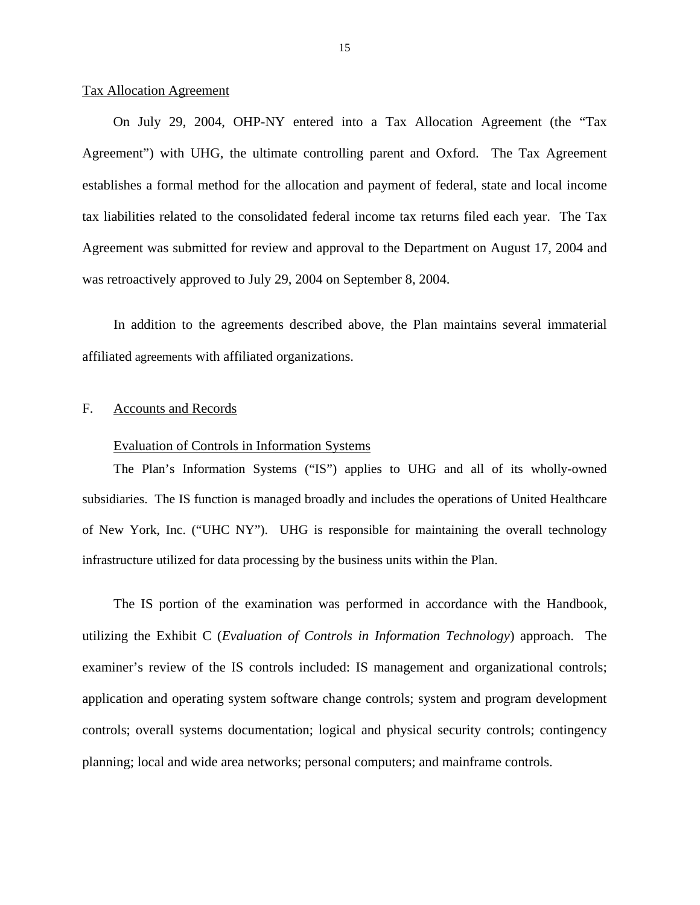Tax Allocation Agreement

On July 29, 2004, OHP-NY entered into a Tax Allocation Agreement (the "Tax Agreement") with UHG, the ultimate controlling parent and Oxford. The Tax Agreement establishes a formal method for the allocation and payment of federal, state and local income tax liabilities related to the consolidated federal income tax returns filed each year. The Tax Agreement was submitted for review and approval to the Department on August 17, 2004 and was retroactively approved to July 29, 2004 on September 8, 2004.

In addition to the agreements described above, the Plan maintains several immaterial affiliated agreements with affiliated organizations.

## F. Accounts and Records

Evaluation of Controls in Information Systems

The Plan's Information Systems ("IS") applies to UHG and all of its wholly-owned subsidiaries. The IS function is managed broadly and includes the operations of United Healthcare of New York, Inc. ("UHC NY"). UHG is responsible for maintaining the overall technology infrastructure utilized for data processing by the business units within the Plan.

The IS portion of the examination was performed in accordance with the Handbook, utilizing the Exhibit C (*Evaluation of Controls in Information Technology*) approach. The examiner's review of the IS controls included: IS management and organizational controls; application and operating system software change controls; system and program development controls; overall systems documentation; logical and physical security controls; contingency planning; local and wide area networks; personal computers; and mainframe controls.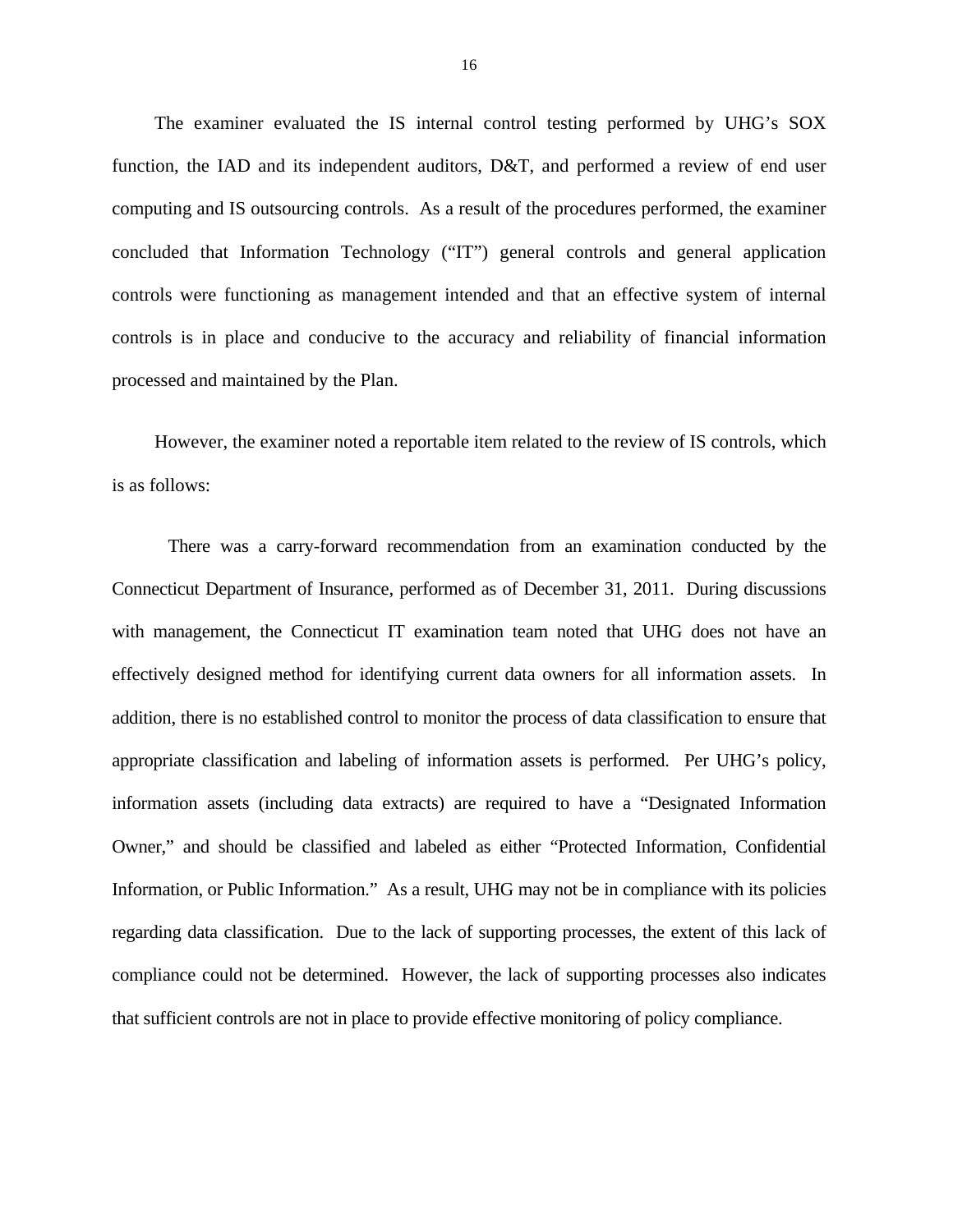The examiner evaluated the IS internal control testing performed by UHG's SOX function, the IAD and its independent auditors, D&T, and performed a review of end user computing and IS outsourcing controls. As a result of the procedures performed, the examiner concluded that Information Technology ("IT") general controls and general application controls were functioning as management intended and that an effective system of internal controls is in place and conducive to the accuracy and reliability of financial information processed and maintained by the Plan.

However, the examiner noted a reportable item related to the review of IS controls, which is as follows:

There was a carry-forward recommendation from an examination conducted by the Connecticut Department of Insurance, performed as of December 31, 2011. During discussions with management, the Connecticut IT examination team noted that UHG does not have an effectively designed method for identifying current data owners for all information assets. In addition, there is no established control to monitor the process of data classification to ensure that appropriate classification and labeling of information assets is performed. Per UHG's policy, information assets (including data extracts) are required to have a "Designated Information Owner," and should be classified and labeled as either "Protected Information, Confidential Information, or Public Information." As a result, UHG may not be in compliance with its policies regarding data classification. Due to the lack of supporting processes, the extent of this lack of compliance could not be determined. However, the lack of supporting processes also indicates that sufficient controls are not in place to provide effective monitoring of policy compliance.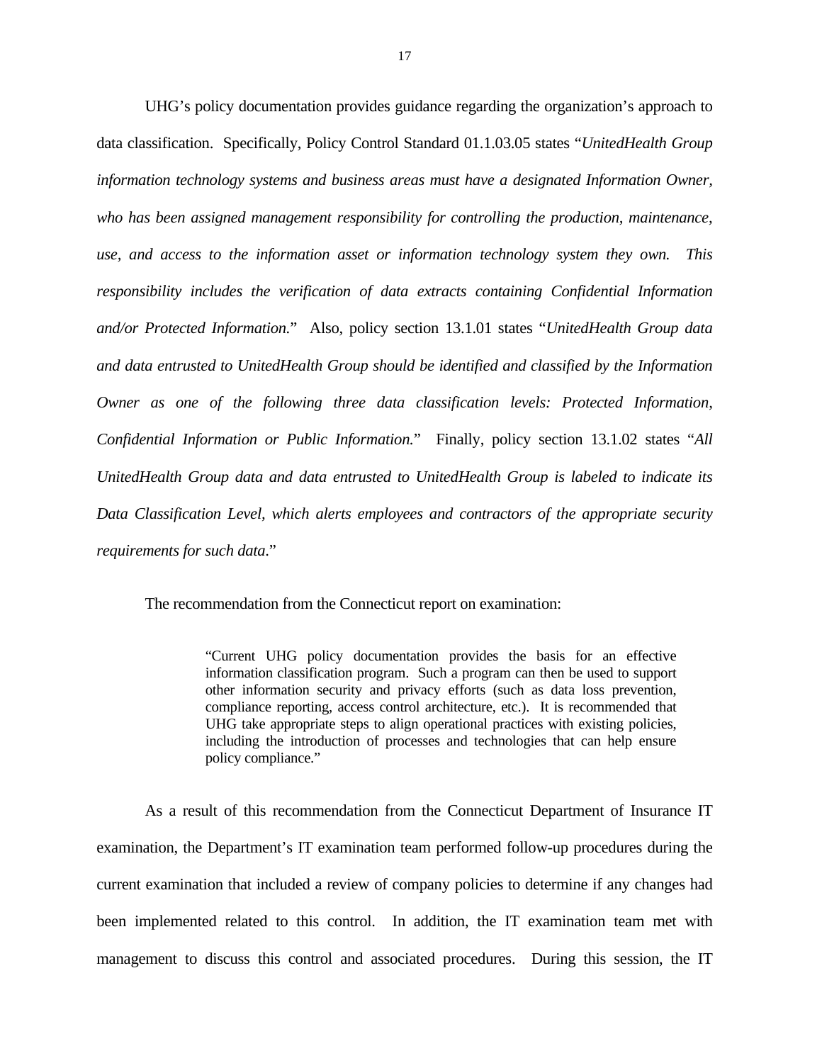UHG's policy documentation provides guidance regarding the organization's approach to data classification. Specifically, Policy Control Standard 01.1.03.05 states "*UnitedHealth Group information technology systems and business areas must have a designated Information Owner, who has been assigned management responsibility for controlling the production, maintenance, use, and access to the information asset or information technology system they own. This responsibility includes the verification of data extracts containing Confidential Information and/or Protected Information.*" Also, policy section 13.1.01 states "*UnitedHealth Group data and data entrusted to UnitedHealth Group should be identified and classified by the Information Owner as one of the following three data classification levels: Protected Information, Confidential Information or Public Information.*" Finally, policy section 13.1.02 states "*All UnitedHealth Group data and data entrusted to UnitedHealth Group is labeled to indicate its Data Classification Level, which alerts employees and contractors of the appropriate security requirements for such data.*"

The recommendation from the Connecticut report on examination:

> "Current UHG policy documentation provides the basis for an effective information classification program. Such a program can then be used to support other information security and privacy efforts (such as data loss prevention, compliance reporting, access control architecture, etc.). It is recommended that UHG take appropriate steps to align operational practices with existing policies, including the introduction of processes and technologies that can help ensure policy compliance."

As a result of this recommendation from the Connecticut Department of Insurance IT examination, the Department's IT examination team performed follow-up procedures during the current examination that included a review of company policies to determine if any changes had been implemented related to this control. In addition, the IT examination team met with management to discuss this control and associated procedures. During this session, the IT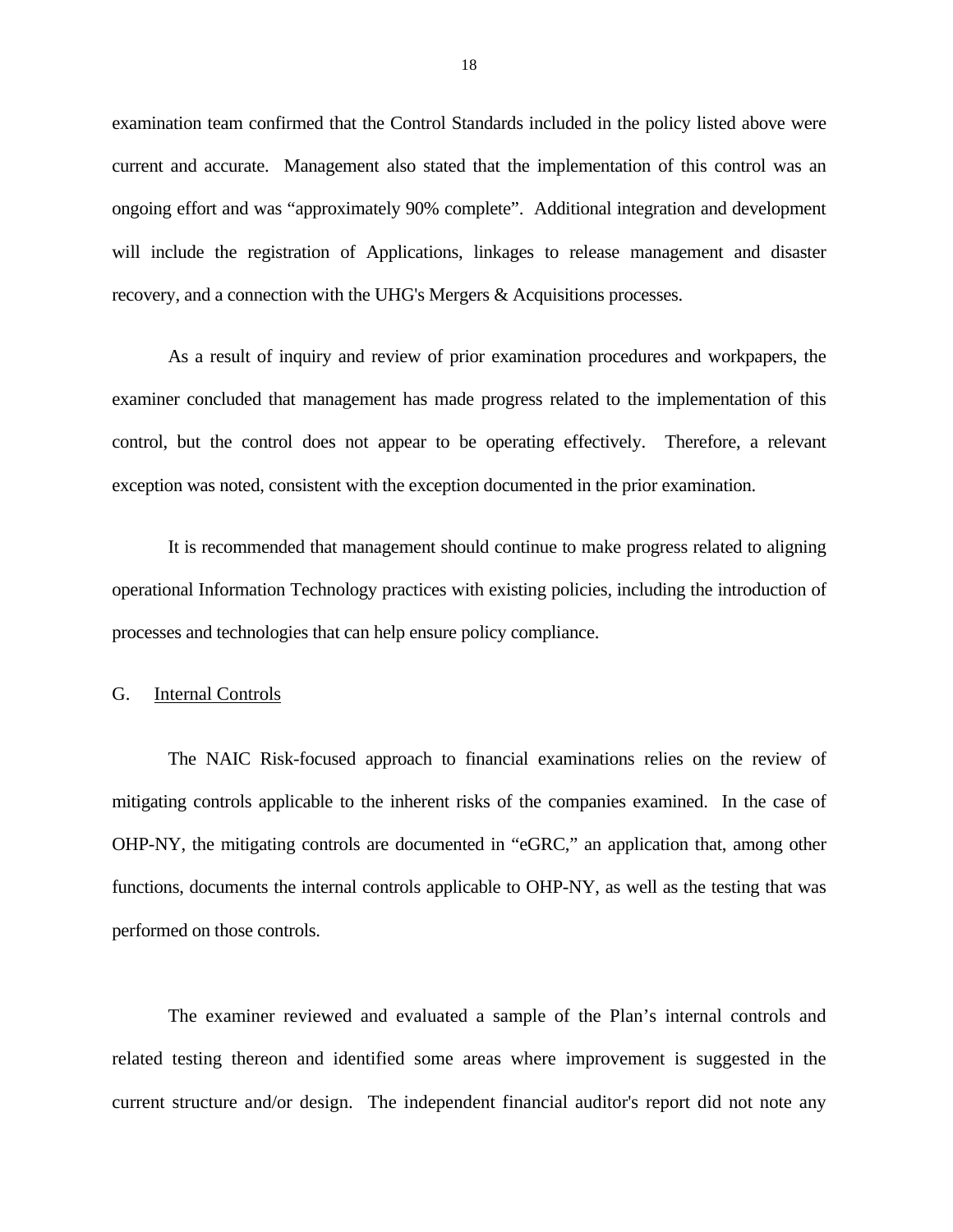examination team confirmed that the Control Standards included in the policy listed above were current and accurate. Management also stated that the implementation of this control was an ongoing effort and was "approximately 90% complete". Additional integration and development will include the registration of Applications, linkages to release management and disaster recovery, and a connection with the UHG's Mergers & Acquisitions processes.

As a result of inquiry and review of prior examination procedures and workpapers, the examiner concluded that management has made progress related to the implementation of this control, but the control does not appear to be operating effectively. Therefore, a relevant exception was noted, consistent with the exception documented in the prior examination.

It is recommended that management should continue to make progress related to aligning operational Information Technology practices with existing policies, including the introduction of processes and technologies that can help ensure policy compliance.

G. Internal Controls

The NAIC Risk-focused approach to financial examinations relies on the review of mitigating controls applicable to the inherent risks of the companies examined. In the case of OHP-NY, the mitigating controls are documented in "eGRC," an application that, among other functions, documents the internal controls applicable to OHP-NY, as well as the testing that was performed on those controls.

The examiner reviewed and evaluated a sample of the Plan's internal controls and related testing thereon and identified some areas where improvement is suggested in the current structure and/or design. The independent financial auditor's report did not note any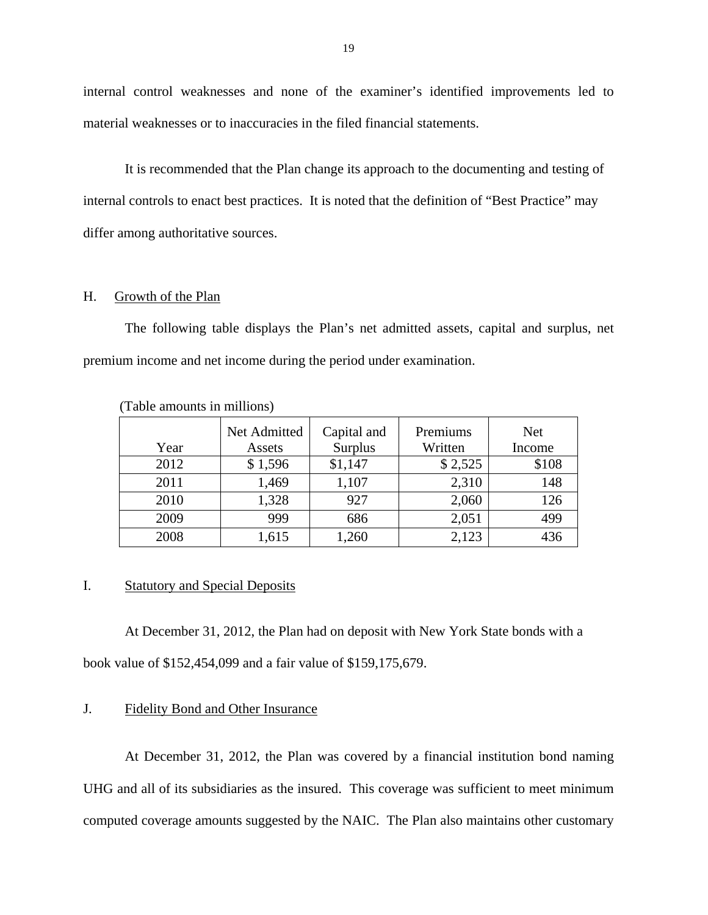internal control weaknesses and none of the examiner's identified improvements led to material weaknesses or to inaccuracies in the filed financial statements.

It is recommended that the Plan change its approach to the documenting and testing of internal controls to enact best practices. It is noted that the definition of "Best Practice" may differ among authoritative sources.

## H. Growth of the Plan

The following table displays the Plan's net admitted assets, capital and surplus, net premium income and net income during the period under examination.

(Table amounts in millions)

| Year | Net Admitted Assets | Capital and Surplus | Premiums Written | Net Income |
|---|---|---|---|---|
| 2012 | $ 1,596 | $1,147 | $ 2,525 | $108 |
| 2011 | 1,469 | 1,107 | 2,310 | 148 |
| 2010 | 1,328 | 927 | 2,060 | 126 |
| 2009 | 999 | 686 | 2,051 | 499 |
| 2008 | 1,615 | 1,260 | 2,123 | 436 |

## I. Statutory and Special Deposits

At December 31, 2012, the Plan had on deposit with New York State bonds with a book value of $152,454,099 and a fair value of $159,175,679.

## J. Fidelity Bond and Other Insurance

At December 31, 2012, the Plan was covered by a financial institution bond naming UHG and all of its subsidiaries as the insured. This coverage was sufficient to meet minimum computed coverage amounts suggested by the NAIC. The Plan also maintains other customary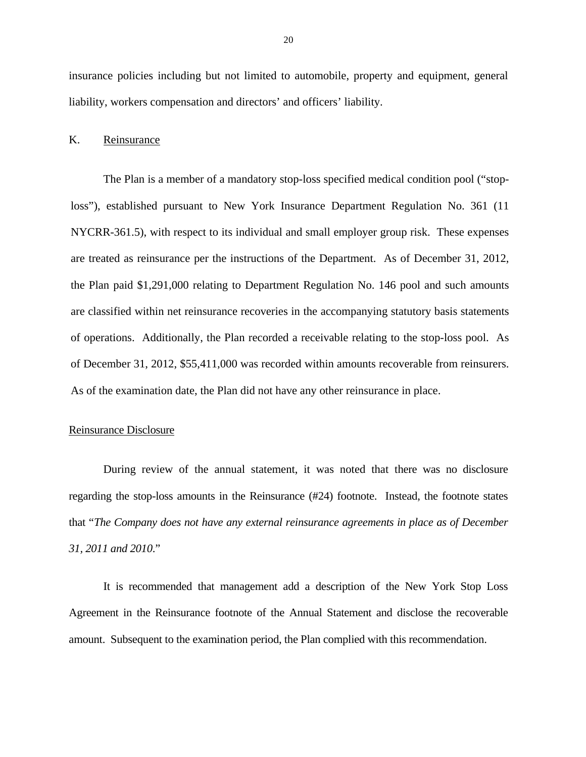insurance policies including but not limited to automobile, property and equipment, general liability, workers compensation and directors' and officers' liability.

## K. Reinsurance

The Plan is a member of a mandatory stop-loss specified medical condition pool ("stop-loss"), established pursuant to New York Insurance Department Regulation No. 361 (11 NYCRR-361.5), with respect to its individual and small employer group risk. These expenses are treated as reinsurance per the instructions of the Department. As of December 31, 2012, the Plan paid $1,291,000 relating to Department Regulation No. 146 pool and such amounts are classified within net reinsurance recoveries in the accompanying statutory basis statements of operations. Additionally, the Plan recorded a receivable relating to the stop-loss pool. As of December 31, 2012, $55,411,000 was recorded within amounts recoverable from reinsurers. As of the examination date, the Plan did not have any other reinsurance in place.

### Reinsurance Disclosure

During review of the annual statement, it was noted that there was no disclosure regarding the stop-loss amounts in the Reinsurance (#24) footnote. Instead, the footnote states that "*The Company does not have any external reinsurance agreements in place as of December 31, 2011 and 2010*."

It is recommended that management add a description of the New York Stop Loss Agreement in the Reinsurance footnote of the Annual Statement and disclose the recoverable amount. Subsequent to the examination period, the Plan complied with this recommendation.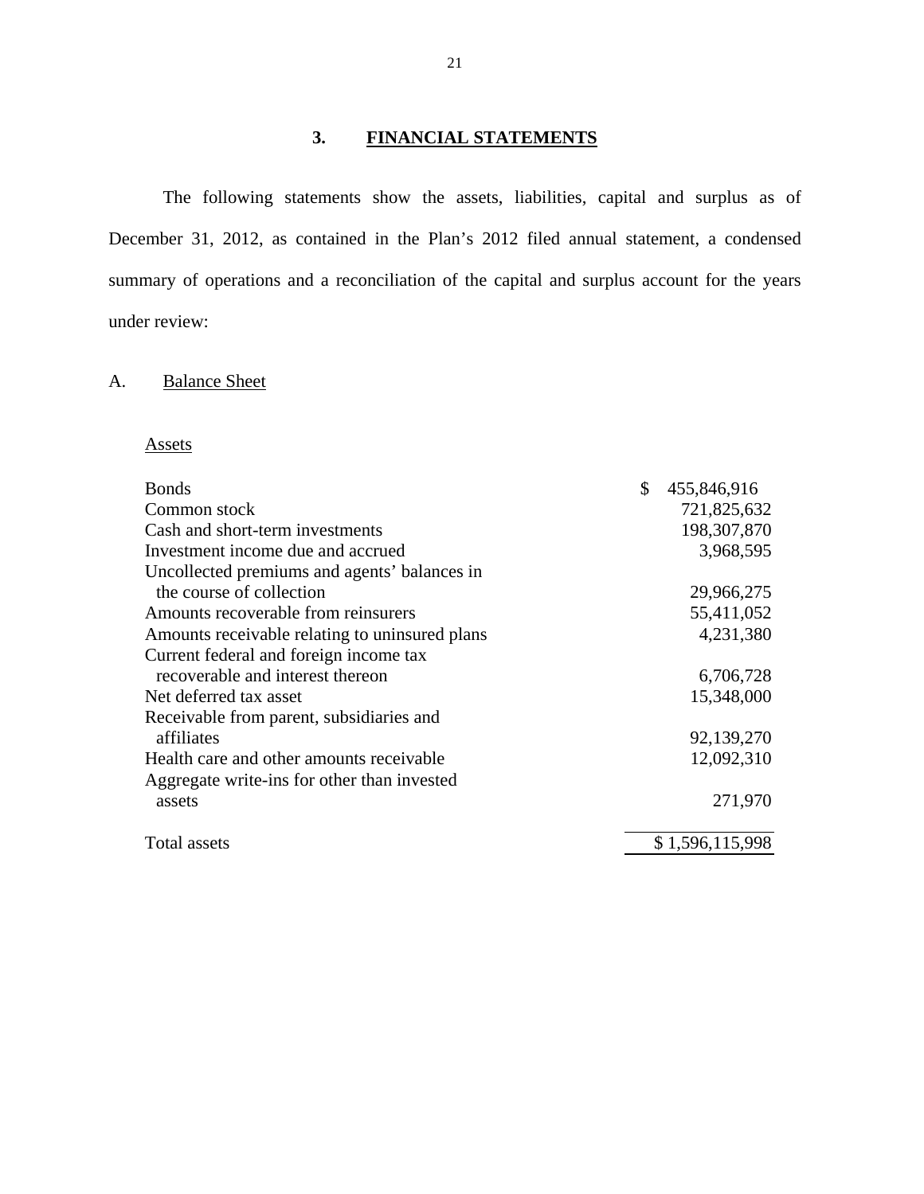## 3. FINANCIAL STATEMENTS

The following statements show the assets, liabilities, capital and surplus as of December 31, 2012, as contained in the Plan's 2012 filed annual statement, a condensed summary of operations and a reconciliation of the capital and surplus account for the years under review:

### A. Balance Sheet

Assets

| | |
|---|---|
| Bonds | $ 455,846,916 |
| Common stock | 721,825,632 |
| Cash and short-term investments | 198,307,870 |
| Investment income due and accrued | 3,968,595 |
| Uncollected premiums and agents' balances in the course of collection | 29,966,275 |
| Amounts recoverable from reinsurers | 55,411,052 |
| Amounts receivable relating to uninsured plans | 4,231,380 |
| Current federal and foreign income tax recoverable and interest thereon | 6,706,728 |
| Net deferred tax asset | 15,348,000 |
| Receivable from parent, subsidiaries and affiliates | 92,139,270 |
| Health care and other amounts receivable | 12,092,310 |
| Aggregate write-ins for other than invested assets | 271,970 |
| Total assets | $ 1,596,115,998 |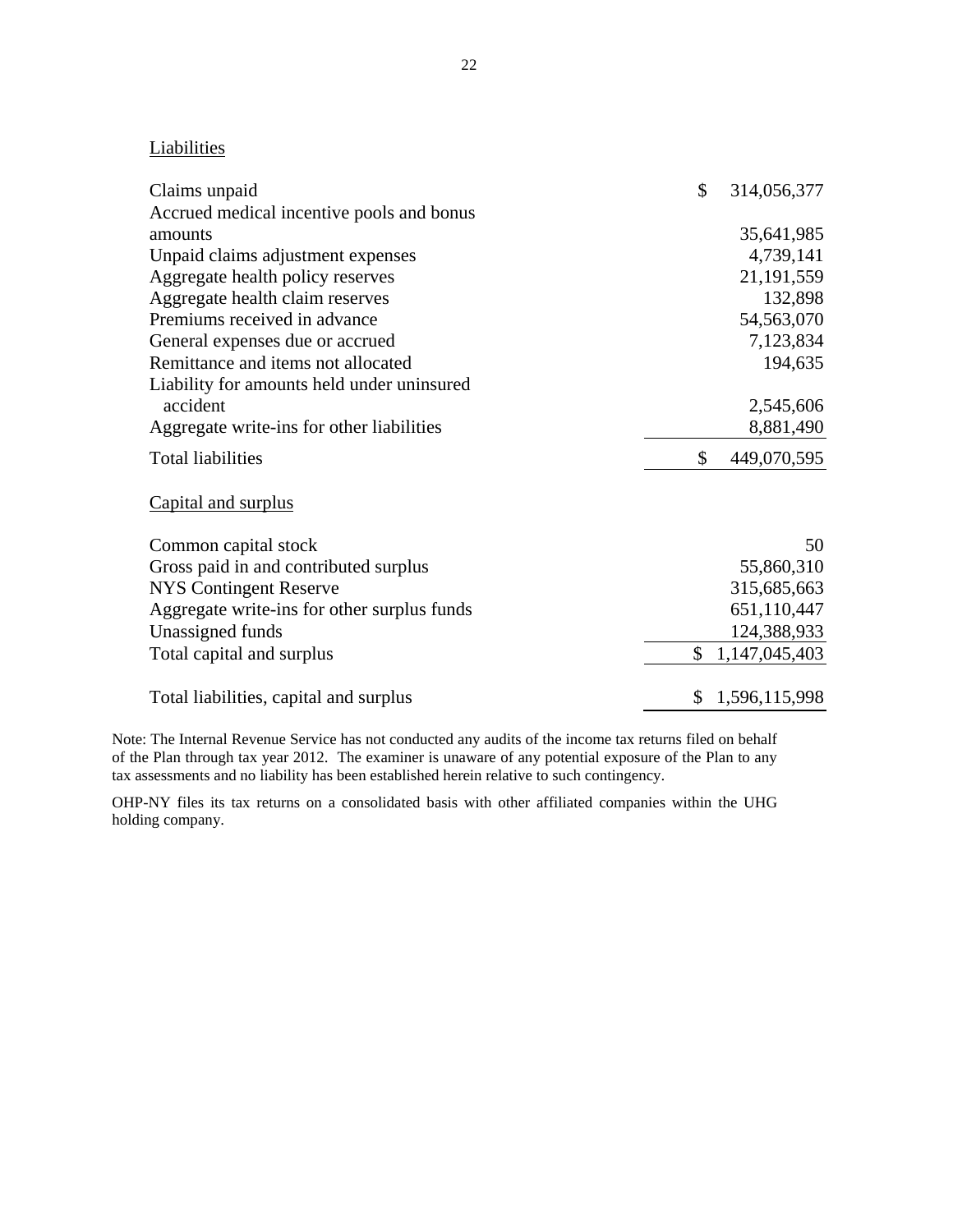Liabilities

| | |
|---|---|
| Claims unpaid | $ 314,056,377 |
| Accrued medical incentive pools and bonus amounts | 35,641,985 |
| Unpaid claims adjustment expenses | 4,739,141 |
| Aggregate health policy reserves | 21,191,559 |
| Aggregate health claim reserves | 132,898 |
| Premiums received in advance | 54,563,070 |
| General expenses due or accrued | 7,123,834 |
| Remittance and items not allocated | 194,635 |
| Liability for amounts held under uninsured accident | 2,545,606 |
| Aggregate write-ins for other liabilities | 8,881,490 |
| Total liabilities | $ 449,070,595 |

Capital and surplus

| | |
|---|---|
| Common capital stock | 50 |
| Gross paid in and contributed surplus | 55,860,310 |
| NYS Contingent Reserve | 315,685,663 |
| Aggregate write-ins for other surplus funds | 651,110,447 |
| Unassigned funds | 124,388,933 |
| Total capital and surplus | $ 1,147,045,403 |
| Total liabilities, capital and surplus | $ 1,596,115,998 |

Note: The Internal Revenue Service has not conducted any audits of the income tax returns filed on behalf of the Plan through tax year 2012. The examiner is unaware of any potential exposure of the Plan to any tax assessments and no liability has been established herein relative to such contingency.

OHP-NY files its tax returns on a consolidated basis with other affiliated companies within the UHG holding company.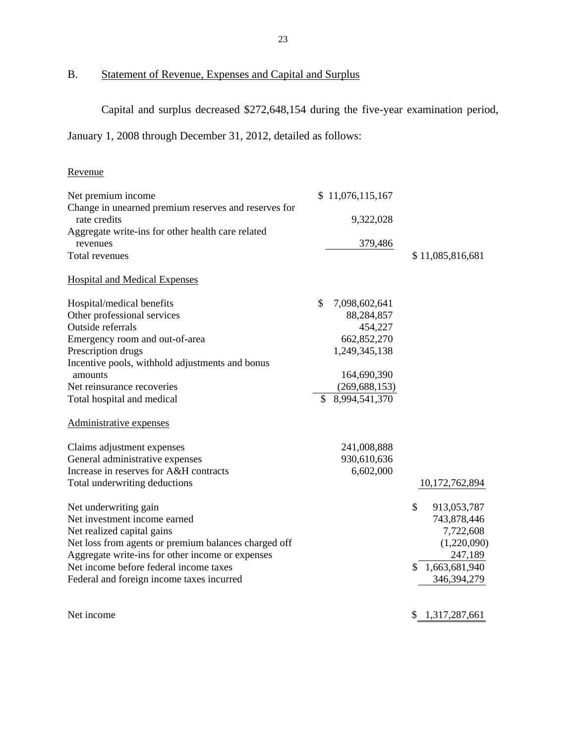## B. Statement of Revenue, Expenses and Capital and Surplus

Capital and surplus decreased $272,648,154 during the five-year examination period, January 1, 2008 through December 31, 2012, detailed as follows:

| | | |
|---|---|---|
| Revenue | | |
| Net premium income | $ 11,076,115,167 | |
| Change in unearned premium reserves and reserves for rate credits | 9,322,028 | |
| Aggregate write-ins for other health care related revenues | 379,486 | |
| Total revenues | | $ 11,085,816,681 |
| Hospital and Medical Expenses | | |
| Hospital/medical benefits | $ 7,098,602,641 | |
| Other professional services | 88,284,857 | |
| Outside referrals | 454,227 | |
| Emergency room and out-of-area | 662,852,270 | |
| Prescription drugs | 1,249,345,138 | |
| Incentive pools, withhold adjustments and bonus amounts | 164,690,390 | |
| Net reinsurance recoveries | (269,688,153) | |
| Total hospital and medical | $ 8,994,541,370 | |
| Administrative expenses | | |
| Claims adjustment expenses | 241,008,888 | |
| General administrative expenses | 930,610,636 | |
| Increase in reserves for A&H contracts | 6,602,000 | |
| Total underwriting deductions | | 10,172,762,894 |
| Net underwriting gain | | $ 913,053,787 |
| Net investment income earned | | 743,878,446 |
| Net realized capital gains | | 7,722,608 |
| Net loss from agents or premium balances charged off | | (1,220,090) |
| Aggregate write-ins for other income or expenses | | 247,189 |
| Net income before federal income taxes | | $ 1,663,681,940 |
| Federal and foreign income taxes incurred | | 346,394,279 |
| Net income | | $ 1,317,287,661 |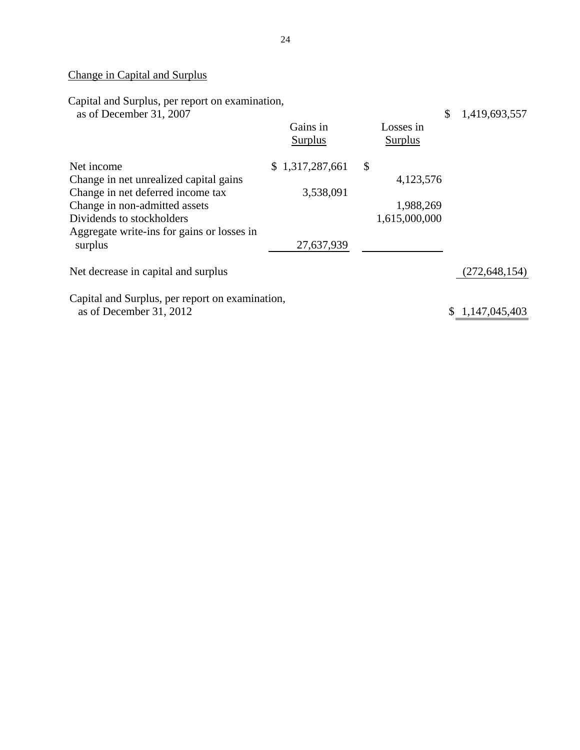Change in Capital and Surplus

| | Gains in Surplus | Losses in Surplus | |
|---|---|---|---|
| Capital and Surplus, per report on examination, as of December 31, 2007 | | | $ 1,419,693,557 |
| Net income | $ 1,317,287,661 | $ | |
| Change in net unrealized capital gains | | 4,123,576 | |
| Change in net deferred income tax | 3,538,091 | | |
| Change in non-admitted assets | | 1,988,269 | |
| Dividends to stockholders | | 1,615,000,000 | |
| Aggregate write-ins for gains or losses in surplus | 27,637,939 | | |
| Net decrease in capital and surplus | | | (272,648,154) |
| Capital and Surplus, per report on examination, as of December 31, 2012 | | | $ 1,147,045,403 |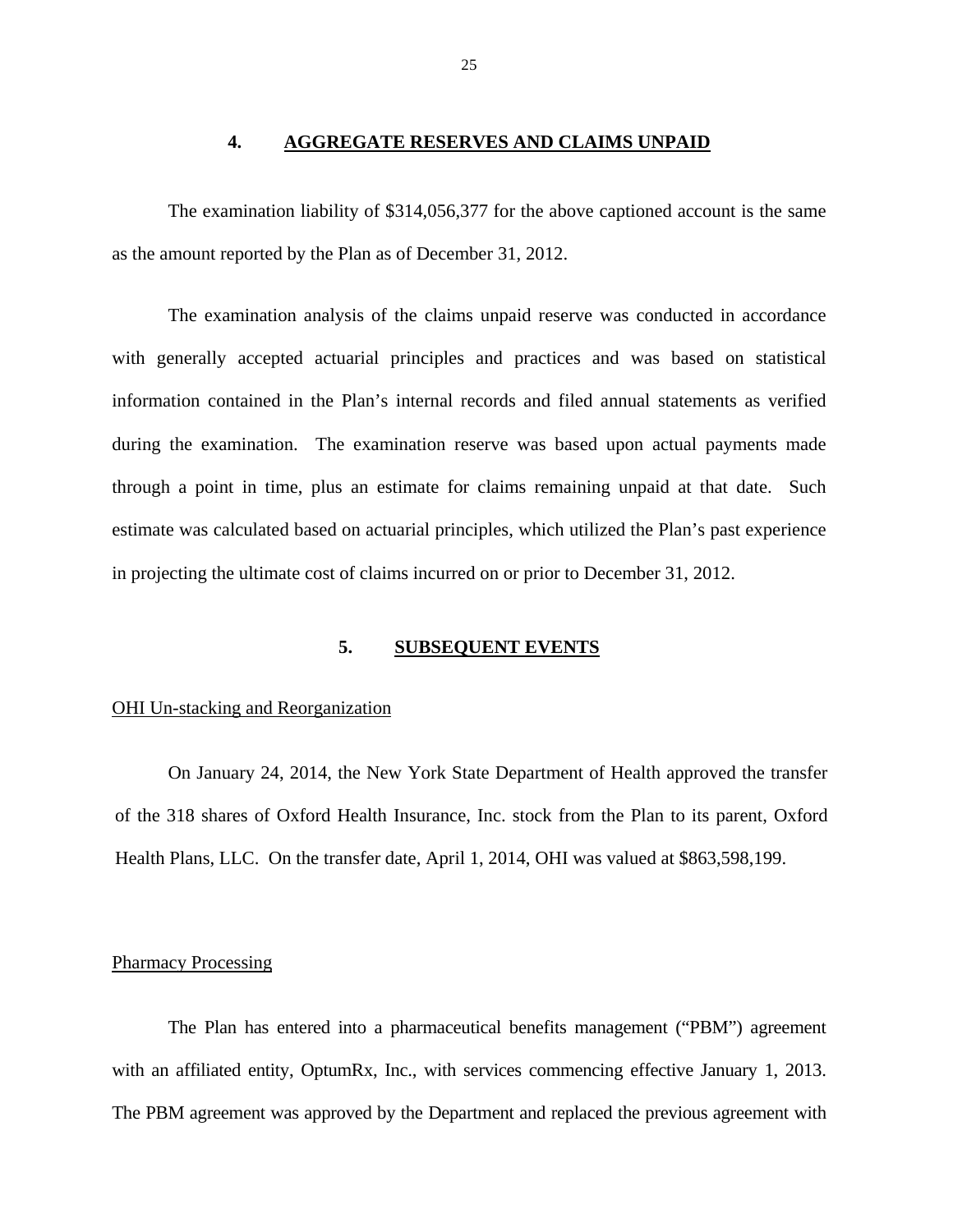## 4. AGGREGATE RESERVES AND CLAIMS UNPAID

The examination liability of $314,056,377 for the above captioned account is the same as the amount reported by the Plan as of December 31, 2012.

The examination analysis of the claims unpaid reserve was conducted in accordance with generally accepted actuarial principles and practices and was based on statistical information contained in the Plan's internal records and filed annual statements as verified during the examination. The examination reserve was based upon actual payments made through a point in time, plus an estimate for claims remaining unpaid at that date. Such estimate was calculated based on actuarial principles, which utilized the Plan's past experience in projecting the ultimate cost of claims incurred on or prior to December 31, 2012.

## 5. SUBSEQUENT EVENTS

### OHI Un-stacking and Reorganization

On January 24, 2014, the New York State Department of Health approved the transfer of the 318 shares of Oxford Health Insurance, Inc. stock from the Plan to its parent, Oxford Health Plans, LLC. On the transfer date, April 1, 2014, OHI was valued at $863,598,199.

### Pharmacy Processing

The Plan has entered into a pharmaceutical benefits management ("PBM") agreement with an affiliated entity, OptumRx, Inc., with services commencing effective January 1, 2013. The PBM agreement was approved by the Department and replaced the previous agreement with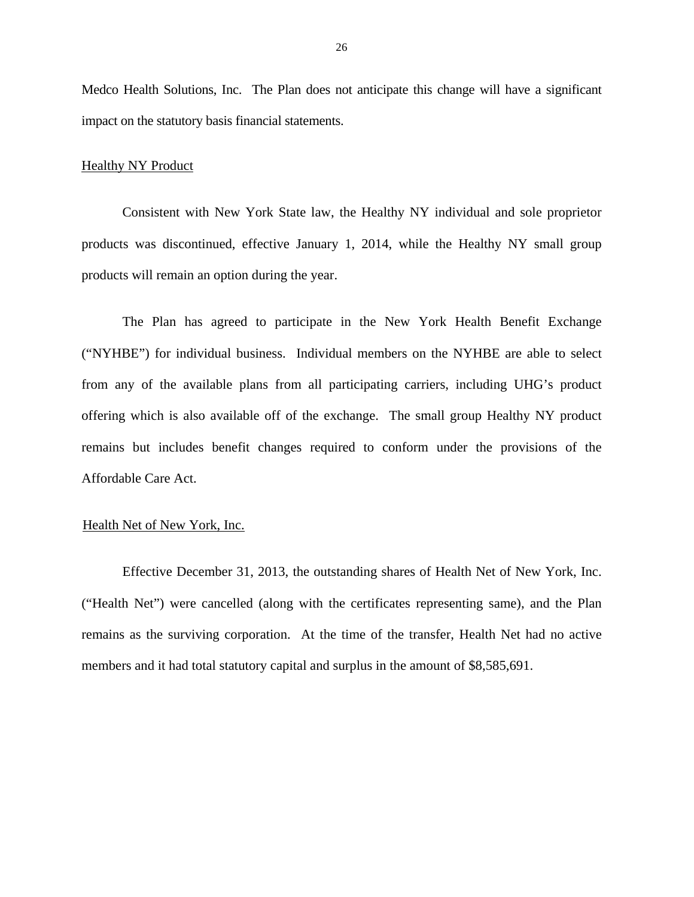Medco Health Solutions, Inc. The Plan does not anticipate this change will have a significant impact on the statutory basis financial statements.

Healthy NY Product

Consistent with New York State law, the Healthy NY individual and sole proprietor products was discontinued, effective January 1, 2014, while the Healthy NY small group products will remain an option during the year.

The Plan has agreed to participate in the New York Health Benefit Exchange ("NYHBE") for individual business. Individual members on the NYHBE are able to select from any of the available plans from all participating carriers, including UHG's product offering which is also available off of the exchange. The small group Healthy NY product remains but includes benefit changes required to conform under the provisions of the Affordable Care Act.

Health Net of New York, Inc.

Effective December 31, 2013, the outstanding shares of Health Net of New York, Inc. ("Health Net") were cancelled (along with the certificates representing same), and the Plan remains as the surviving corporation. At the time of the transfer, Health Net had no active members and it had total statutory capital and surplus in the amount of $8,585,691.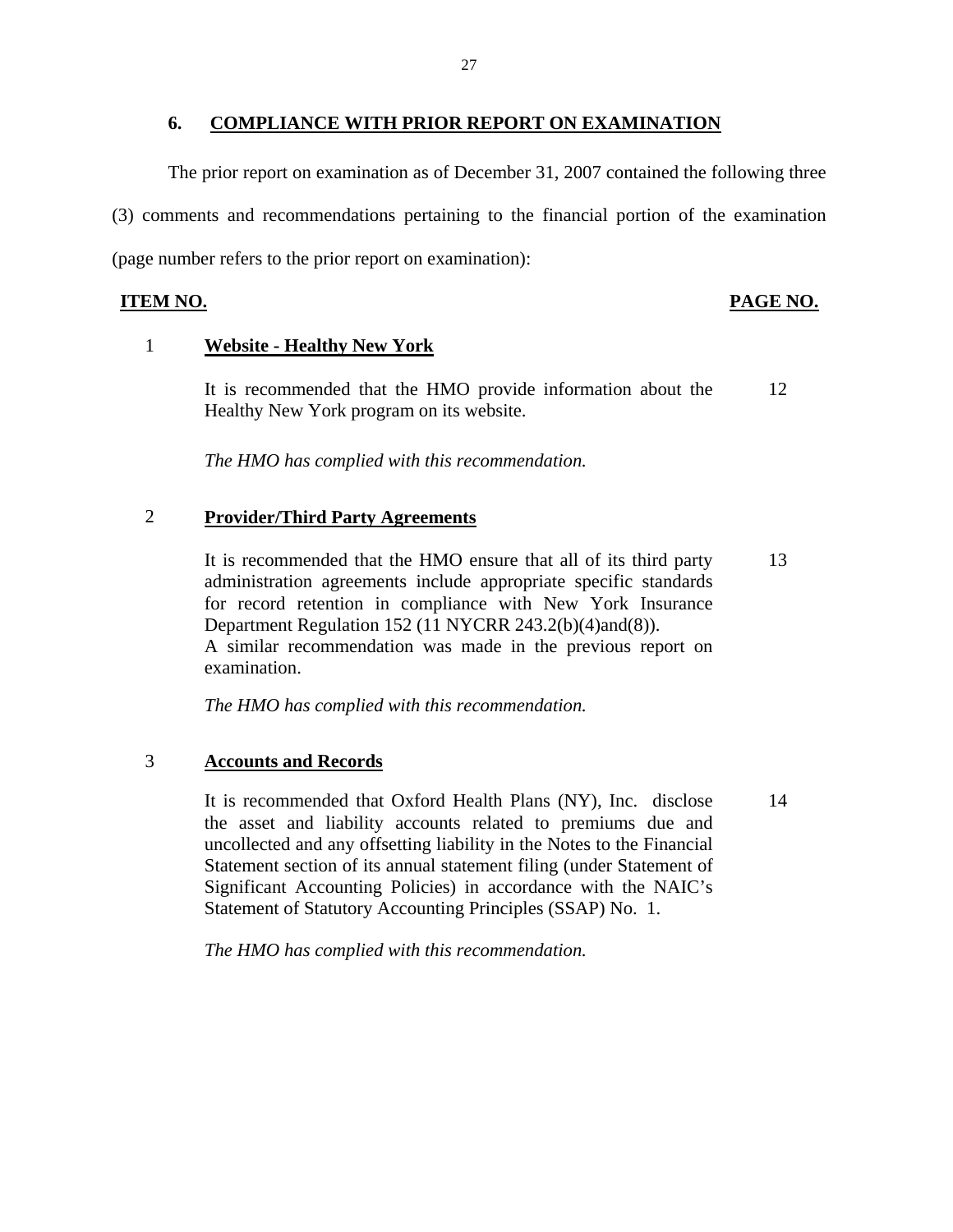## 6. COMPLIANCE WITH PRIOR REPORT ON EXAMINATION

The prior report on examination as of December 31, 2007 contained the following three (3) comments and recommendations pertaining to the financial portion of the examination (page number refers to the prior report on examination):

| ITEM NO. | | PAGE NO. |
|---|---|---|
| 1 | **Website - Healthy New York** | |
| | It is recommended that the HMO provide information about the Healthy New York program on its website. | 12 |
| | *The HMO has complied with this recommendation.* | |
| 2 | **Provider/Third Party Agreements** | |
| | It is recommended that the HMO ensure that all of its third party administration agreements include appropriate specific standards for record retention in compliance with New York Insurance Department Regulation 152 (11 NYCRR 243.2(b)(4)and(8)). A similar recommendation was made in the previous report on examination. | 13 |
| | *The HMO has complied with this recommendation.* | |
| 3 | **Accounts and Records** | |
| | It is recommended that Oxford Health Plans (NY), Inc. disclose the asset and liability accounts related to premiums due and uncollected and any offsetting liability in the Notes to the Financial Statement section of its annual statement filing (under Statement of Significant Accounting Policies) in accordance with the NAIC's Statement of Statutory Accounting Principles (SSAP) No. 1. | 14 |
| | *The HMO has complied with this recommendation.* | |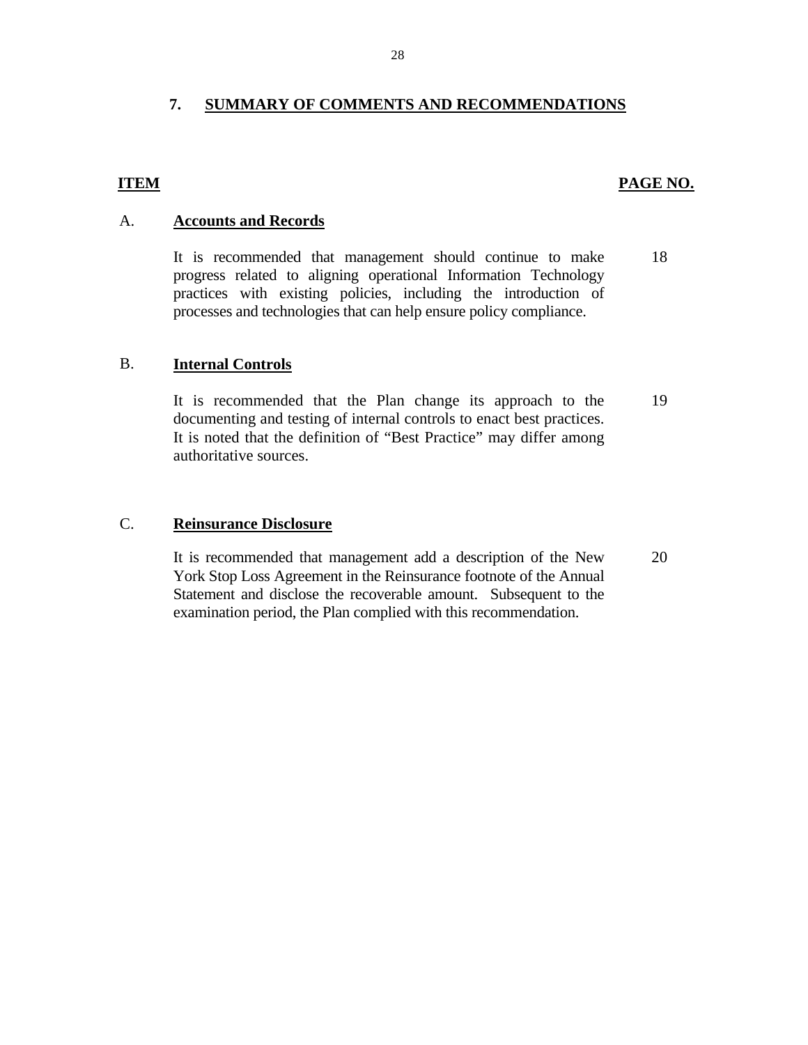## 7. SUMMARY OF COMMENTS AND RECOMMENDATIONS

| ITEM | | PAGE NO. |
|---|---|---|
| A. | **Accounts and Records** | |
| | It is recommended that management should continue to make progress related to aligning operational Information Technology practices with existing policies, including the introduction of processes and technologies that can help ensure policy compliance. | 18 |
| B. | **Internal Controls** | |
| | It is recommended that the Plan change its approach to the documenting and testing of internal controls to enact best practices. It is noted that the definition of "Best Practice" may differ among authoritative sources. | 19 |
| C. | **Reinsurance Disclosure** | |
| | It is recommended that management add a description of the New York Stop Loss Agreement in the Reinsurance footnote of the Annual Statement and disclose the recoverable amount. Subsequent to the examination period, the Plan complied with this recommendation. | 20 |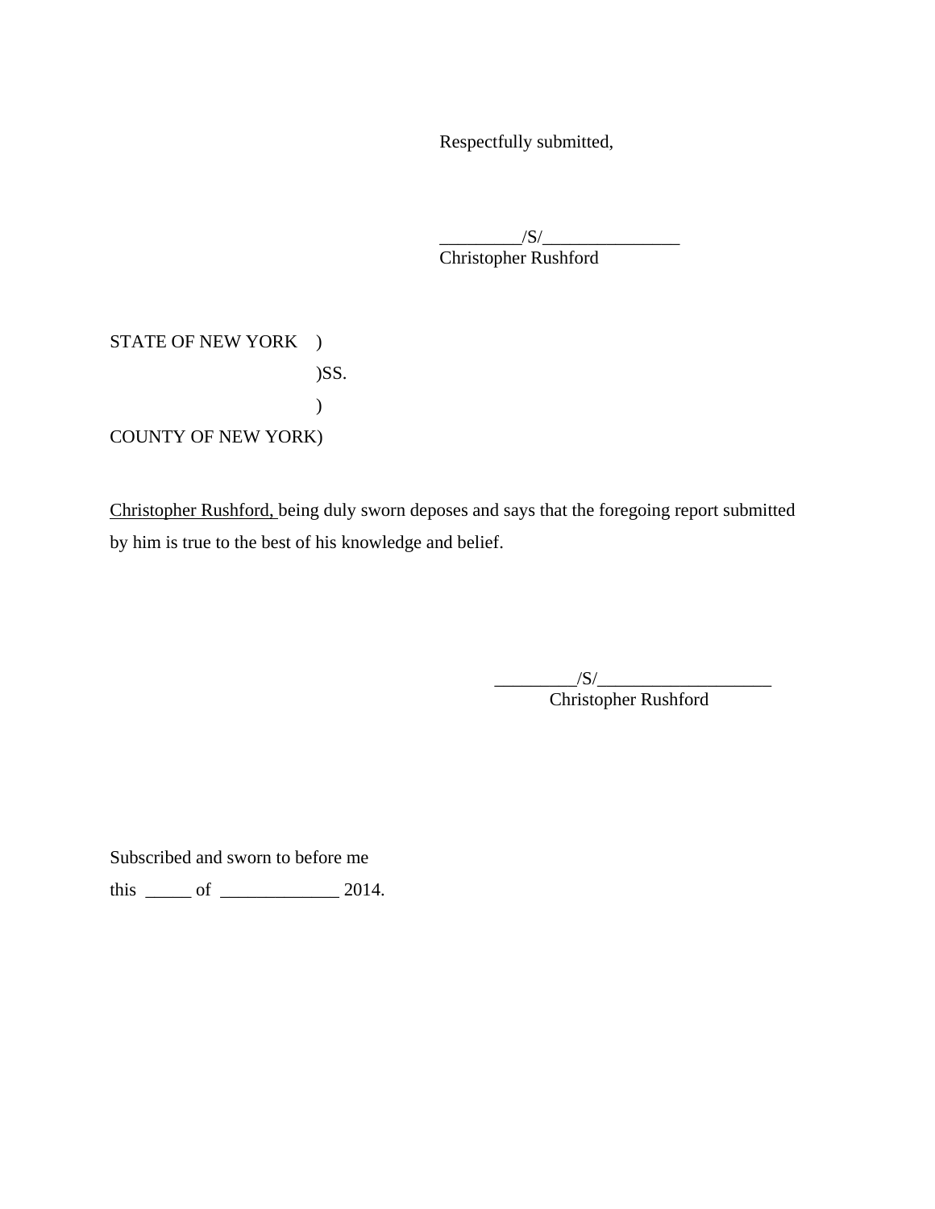Respectfully submitted,

_________/S/_______________
Christopher Rushford

STATE OF NEW YORK )
)SS.
)
COUNTY OF NEW YORK)

<u>Christopher Rushford,</u> being duly sworn deposes and says that the foregoing report submitted by him is true to the best of his knowledge and belief.

_________/S/___________________
Christopher Rushford

Subscribed and sworn to before me
this _____ of _____________ 2014.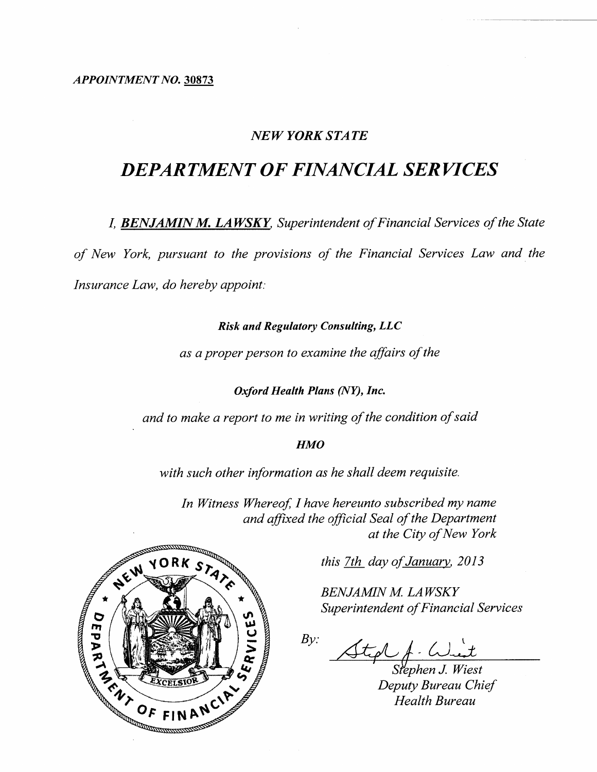*APPOINTMENT NO. 30873*

*NEW YORK STATE*

# *DEPARTMENT OF FINANCIAL SERVICES*

*I, **BENJAMIN M. LAWSKY**, Superintendent of Financial Services of the State of New York, pursuant to the provisions of the Financial Services Law and the Insurance Law, do hereby appoint:*

***Risk and Regulatory Consulting, LLC***

*as a proper person to examine the affairs of the*

***Oxford Health Plans (NY), Inc.***

*and to make a report to me in writing of the condition of said*

***HMO***

*with such other information as he shall deem requisite.*

*In Witness Whereof, I have hereunto subscribed my name and affixed the official Seal of the Department at the City of New York*

*this 7th day of January, 2013*

*BENJAMIN M. LAWSKY*
*Superintendent of Financial Services*

*By:*

*Stephen J. Wiest*
*Deputy Bureau Chief*
*Health Bureau*

NEW YORK STATE DEPARTMENT OF FINANCIAL SERVICES

EXCELSIOR